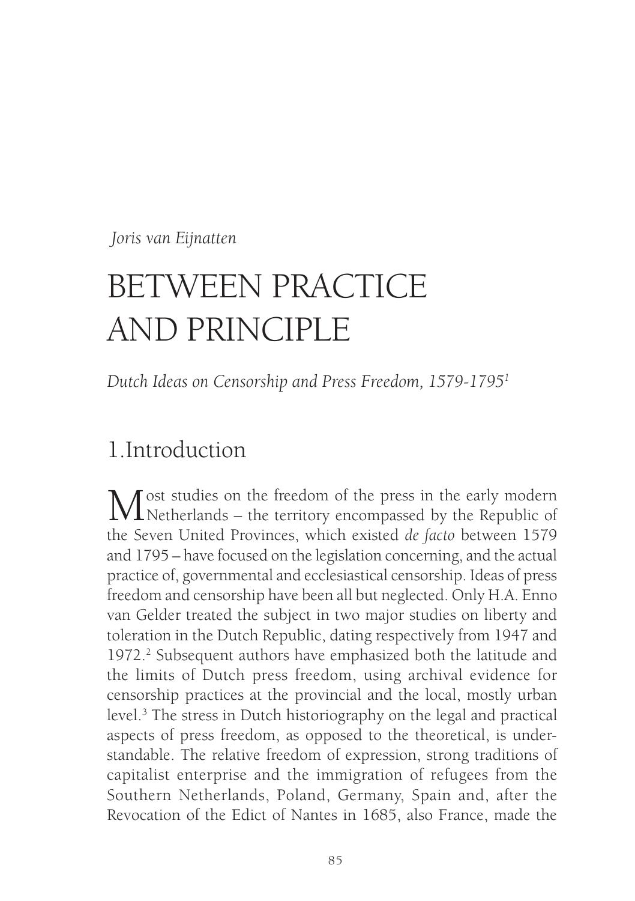*Joris van Eijnatten*

# BETWEEN PRACTICE AND PRINCIPLE

*Dutch Ideas on Censorship and Press Freedom, 1579-1795*[1]

## 1.Introduction

Most studies on the freedom of the press in the early modern Netherlands – the territory encompassed by the Republic of the Seven United Provinces, which existed *de facto* between 1579 and 1795 – have focused on the legislation concerning, and the actual practice of, governmental and ecclesiastical censorship. Ideas of press freedom and censorship have been all but neglected. Only H.A. Enno van Gelder treated the subject in two major studies on liberty and toleration in the Dutch Republic, dating respectively from 1947 and 1972.[2] Subsequent authors have emphasized both the latitude and the limits of Dutch press freedom, using archival evidence for censorship practices at the provincial and the local, mostly urban level.[3] The stress in Dutch historiography on the legal and practical aspects of press freedom, as opposed to the theoretical, is understandable. The relative freedom of expression, strong traditions of capitalist enterprise and the immigration of refugees from the Southern Netherlands, Poland, Germany, Spain and, after the Revocation of the Edict of Nantes in 1685, also France, made the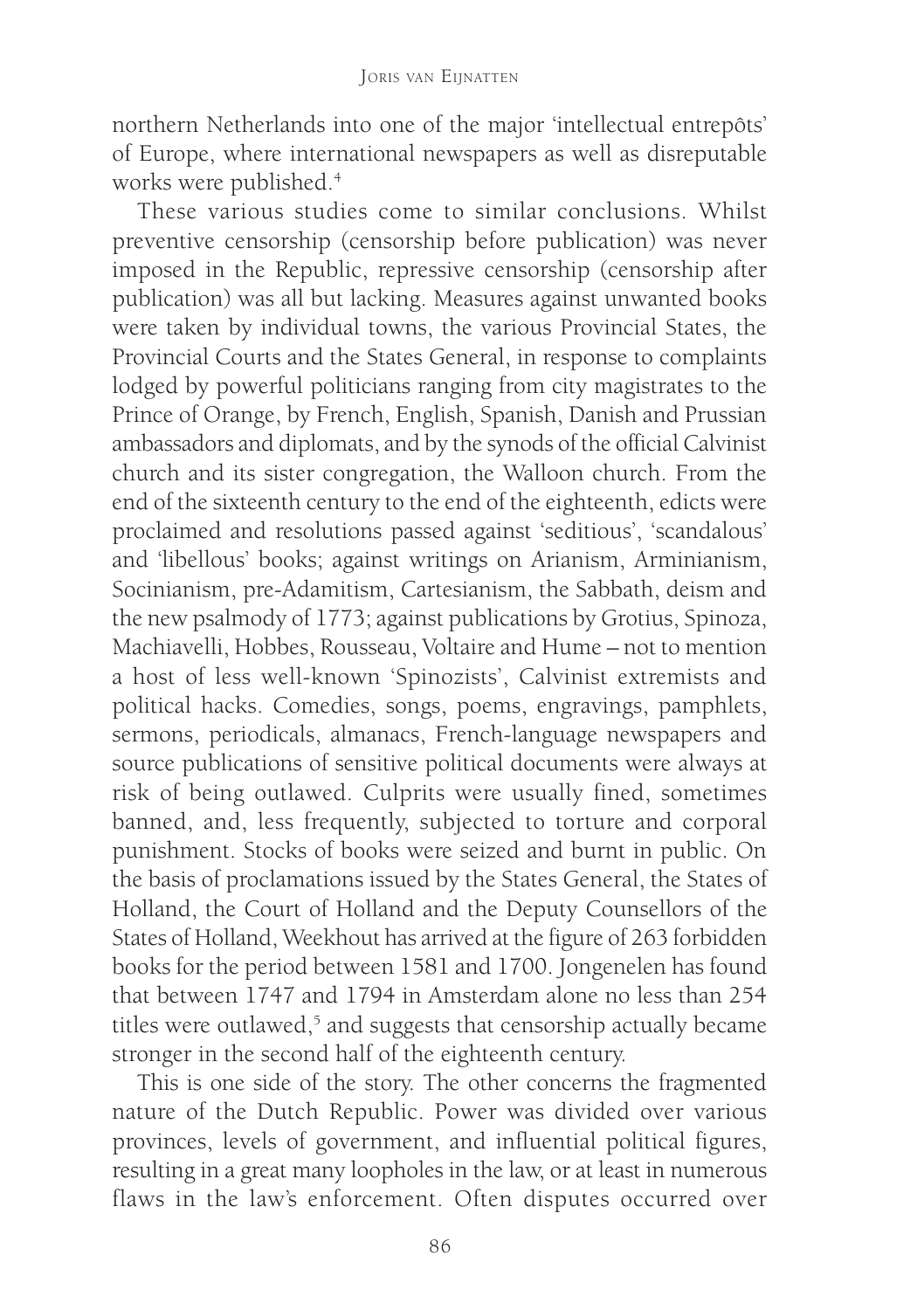northern Netherlands into one of the major 'intellectual entrepôts' of Europe, where international newspapers as well as disreputable works were published.[4]

These various studies come to similar conclusions. Whilst preventive censorship (censorship before publication) was never imposed in the Republic, repressive censorship (censorship after publication) was all but lacking. Measures against unwanted books were taken by individual towns, the various Provincial States, the Provincial Courts and the States General, in response to complaints lodged by powerful politicians ranging from city magistrates to the Prince of Orange, by French, English, Spanish, Danish and Prussian ambassadors and diplomats, and by the synods of the official Calvinist church and its sister congregation, the Walloon church. From the end of the sixteenth century to the end of the eighteenth, edicts were proclaimed and resolutions passed against 'seditious', 'scandalous' and 'libellous' books; against writings on Arianism, Arminianism, Socinianism, pre-Adamitism, Cartesianism, the Sabbath, deism and the new psalmody of 1773; against publications by Grotius, Spinoza, Machiavelli, Hobbes, Rousseau, Voltaire and Hume – not to mention a host of less well-known 'Spinozists', Calvinist extremists and political hacks. Comedies, songs, poems, engravings, pamphlets, sermons, periodicals, almanacs, French-language newspapers and source publications of sensitive political documents were always at risk of being outlawed. Culprits were usually fined, sometimes banned, and, less frequently, subjected to torture and corporal punishment. Stocks of books were seized and burnt in public. On the basis of proclamations issued by the States General, the States of Holland, the Court of Holland and the Deputy Counsellors of the States of Holland, Weekhout has arrived at the figure of 263 forbidden books for the period between 1581 and 1700. Jongenelen has found that between 1747 and 1794 in Amsterdam alone no less than 254 titles were outlawed,[5] and suggests that censorship actually became stronger in the second half of the eighteenth century.

This is one side of the story. The other concerns the fragmented nature of the Dutch Republic. Power was divided over various provinces, levels of government, and influential political figures, resulting in a great many loopholes in the law, or at least in numerous flaws in the law's enforcement. Often disputes occurred over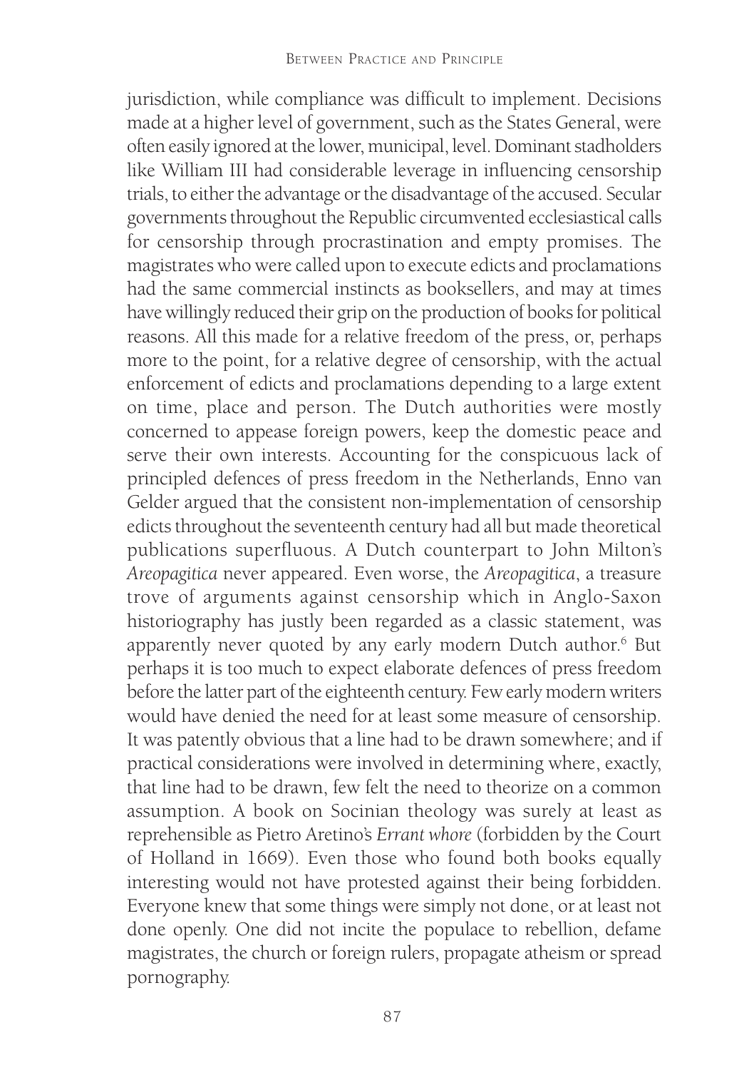jurisdiction, while compliance was difficult to implement. Decisions made at a higher level of government, such as the States General, were often easily ignored at the lower, municipal, level. Dominant stadholders like William III had considerable leverage in influencing censorship trials, to either the advantage or the disadvantage of the accused. Secular governments throughout the Republic circumvented ecclesiastical calls for censorship through procrastination and empty promises. The magistrates who were called upon to execute edicts and proclamations had the same commercial instincts as booksellers, and may at times have willingly reduced their grip on the production of books for political reasons. All this made for a relative freedom of the press, or, perhaps more to the point, for a relative degree of censorship, with the actual enforcement of edicts and proclamations depending to a large extent on time, place and person. The Dutch authorities were mostly concerned to appease foreign powers, keep the domestic peace and serve their own interests. Accounting for the conspicuous lack of principled defences of press freedom in the Netherlands, Enno van Gelder argued that the consistent non-implementation of censorship edicts throughout the seventeenth century had all but made theoretical publications superfluous. A Dutch counterpart to John Milton's *Areopagitica* never appeared. Even worse, the *Areopagitica*, a treasure trove of arguments against censorship which in Anglo-Saxon historiography has justly been regarded as a classic statement, was apparently never quoted by any early modern Dutch author.[6] But perhaps it is too much to expect elaborate defences of press freedom before the latter part of the eighteenth century. Few early modern writers would have denied the need for at least some measure of censorship. It was patently obvious that a line had to be drawn somewhere; and if practical considerations were involved in determining where, exactly, that line had to be drawn, few felt the need to theorize on a common assumption. A book on Socinian theology was surely at least as reprehensible as Pietro Aretino's *Errant whore* (forbidden by the Court of Holland in 1669). Even those who found both books equally interesting would not have protested against their being forbidden. Everyone knew that some things were simply not done, or at least not done openly. One did not incite the populace to rebellion, defame magistrates, the church or foreign rulers, propagate atheism or spread pornography.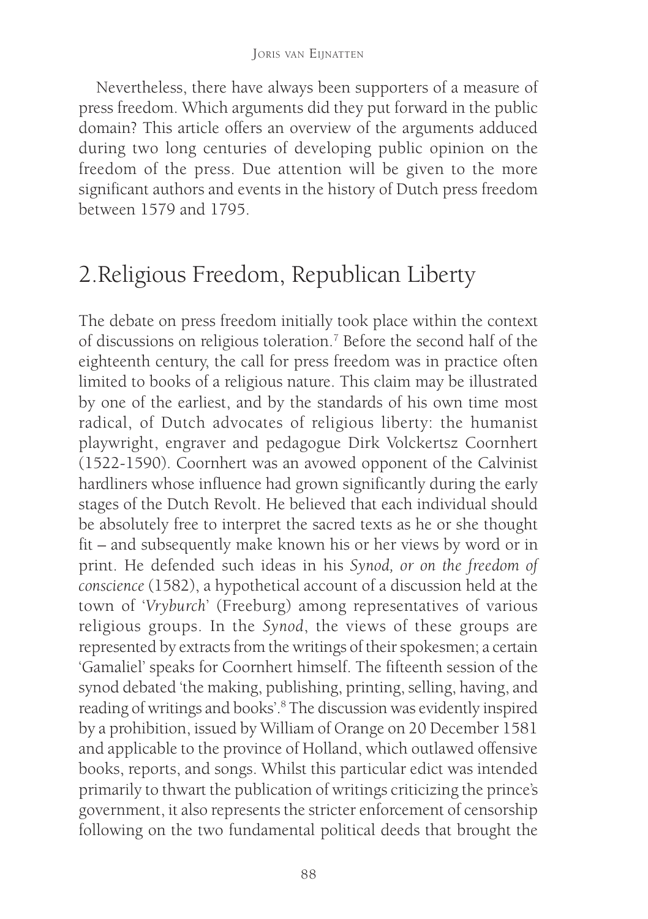Nevertheless, there have always been supporters of a measure of press freedom. Which arguments did they put forward in the public domain? This article offers an overview of the arguments adduced during two long centuries of developing public opinion on the freedom of the press. Due attention will be given to the more significant authors and events in the history of Dutch press freedom between 1579 and 1795.

## 2.Religious Freedom, Republican Liberty

The debate on press freedom initially took place within the context of discussions on religious toleration.[7] Before the second half of the eighteenth century, the call for press freedom was in practice often limited to books of a religious nature. This claim may be illustrated by one of the earliest, and by the standards of his own time most radical, of Dutch advocates of religious liberty: the humanist playwright, engraver and pedagogue Dirk Volckertsz Coornhert (1522-1590). Coornhert was an avowed opponent of the Calvinist hardliners whose influence had grown significantly during the early stages of the Dutch Revolt. He believed that each individual should be absolutely free to interpret the sacred texts as he or she thought fit – and subsequently make known his or her views by word or in print. He defended such ideas in his *Synod, or on the freedom of conscience* (1582), a hypothetical account of a discussion held at the town of '*Vryburch*' (Freeburg) among representatives of various religious groups. In the *Synod*, the views of these groups are represented by extracts from the writings of their spokesmen; a certain 'Gamaliel' speaks for Coornhert himself. The fifteenth session of the synod debated 'the making, publishing, printing, selling, having, and reading of writings and books'.[8] The discussion was evidently inspired by a prohibition, issued by William of Orange on 20 December 1581 and applicable to the province of Holland, which outlawed offensive books, reports, and songs. Whilst this particular edict was intended primarily to thwart the publication of writings criticizing the prince's government, it also represents the stricter enforcement of censorship following on the two fundamental political deeds that brought the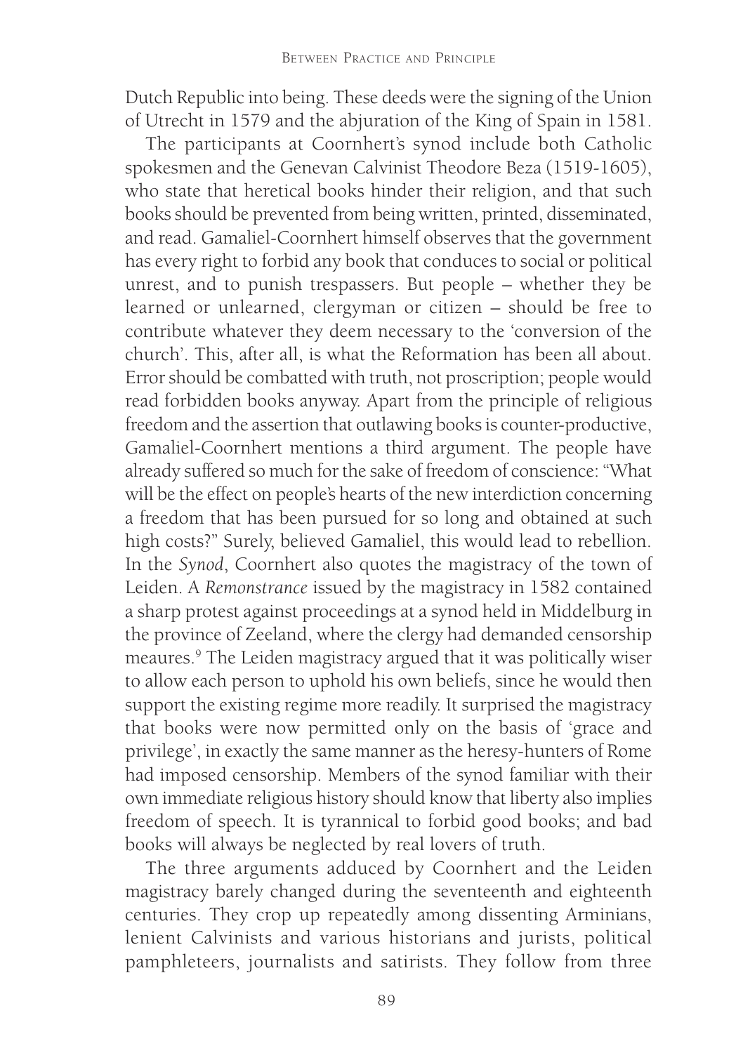Dutch Republic into being. These deeds were the signing of the Union of Utrecht in 1579 and the abjuration of the King of Spain in 1581.

The participants at Coornhert's synod include both Catholic spokesmen and the Genevan Calvinist Theodore Beza (1519-1605), who state that heretical books hinder their religion, and that such books should be prevented from being written, printed, disseminated, and read. Gamaliel-Coornhert himself observes that the government has every right to forbid any book that conduces to social or political unrest, and to punish trespassers. But people – whether they be learned or unlearned, clergyman or citizen – should be free to contribute whatever they deem necessary to the 'conversion of the church'. This, after all, is what the Reformation has been all about. Error should be combatted with truth, not proscription; people would read forbidden books anyway. Apart from the principle of religious freedom and the assertion that outlawing books is counter-productive, Gamaliel-Coornhert mentions a third argument. The people have already suffered so much for the sake of freedom of conscience: "What will be the effect on people's hearts of the new interdiction concerning a freedom that has been pursued for so long and obtained at such high costs?" Surely, believed Gamaliel, this would lead to rebellion. In the *Synod*, Coornhert also quotes the magistracy of the town of Leiden. A *Remonstrance* issued by the magistracy in 1582 contained a sharp protest against proceedings at a synod held in Middelburg in the province of Zeeland, where the clergy had demanded censorship meaures.[9] The Leiden magistracy argued that it was politically wiser to allow each person to uphold his own beliefs, since he would then support the existing regime more readily. It surprised the magistracy that books were now permitted only on the basis of 'grace and privilege', in exactly the same manner as the heresy-hunters of Rome had imposed censorship. Members of the synod familiar with their own immediate religious history should know that liberty also implies freedom of speech. It is tyrannical to forbid good books; and bad books will always be neglected by real lovers of truth.

The three arguments adduced by Coornhert and the Leiden magistracy barely changed during the seventeenth and eighteenth centuries. They crop up repeatedly among dissenting Arminians, lenient Calvinists and various historians and jurists, political pamphleteers, journalists and satirists. They follow from three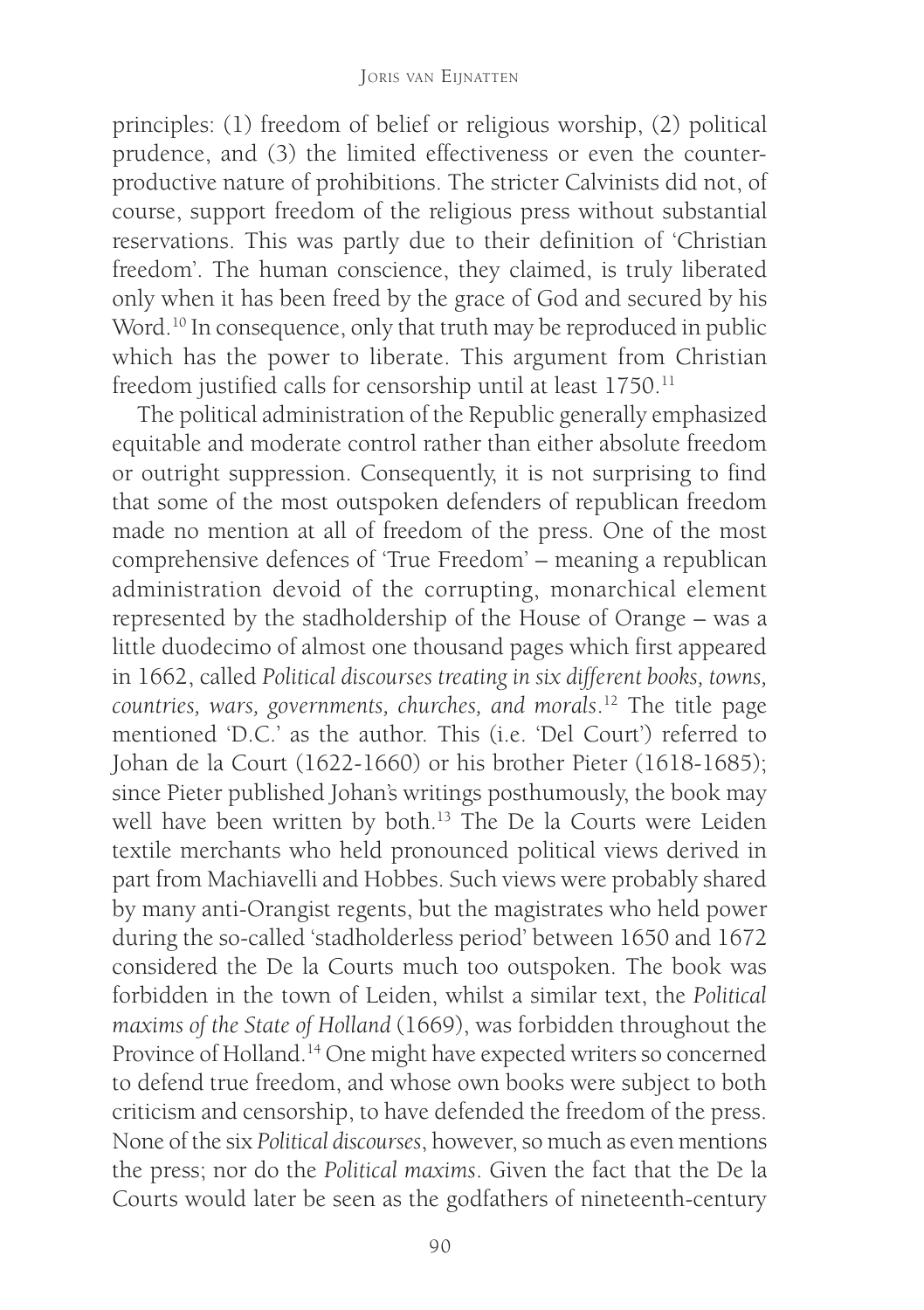principles: (1) freedom of belief or religious worship, (2) political prudence, and (3) the limited effectiveness or even the counter-productive nature of prohibitions. The stricter Calvinists did not, of course, support freedom of the religious press without substantial reservations. This was partly due to their definition of 'Christian freedom'. The human conscience, they claimed, is truly liberated only when it has been freed by the grace of God and secured by his Word.[10] In consequence, only that truth may be reproduced in public which has the power to liberate. This argument from Christian freedom justified calls for censorship until at least 1750.[11]

The political administration of the Republic generally emphasized equitable and moderate control rather than either absolute freedom or outright suppression. Consequently, it is not surprising to find that some of the most outspoken defenders of republican freedom made no mention at all of freedom of the press. One of the most comprehensive defences of 'True Freedom' – meaning a republican administration devoid of the corrupting, monarchical element represented by the stadholdership of the House of Orange – was a little duodecimo of almost one thousand pages which first appeared in 1662, called *Political discourses treating in six different books, towns, countries, wars, governments, churches, and morals*.[12] The title page mentioned 'D.C.' as the author. This (i.e. 'Del Court') referred to Johan de la Court (1622-1660) or his brother Pieter (1618-1685); since Pieter published Johan's writings posthumously, the book may well have been written by both.[13] The De la Courts were Leiden textile merchants who held pronounced political views derived in part from Machiavelli and Hobbes. Such views were probably shared by many anti-Orangist regents, but the magistrates who held power during the so-called 'stadholderless period' between 1650 and 1672 considered the De la Courts much too outspoken. The book was forbidden in the town of Leiden, whilst a similar text, the *Political maxims of the State of Holland* (1669), was forbidden throughout the Province of Holland.[14] One might have expected writers so concerned to defend true freedom, and whose own books were subject to both criticism and censorship, to have defended the freedom of the press. None of the six *Political discourses*, however, so much as even mentions the press; nor do the *Political maxims*. Given the fact that the De la Courts would later be seen as the godfathers of nineteenth-century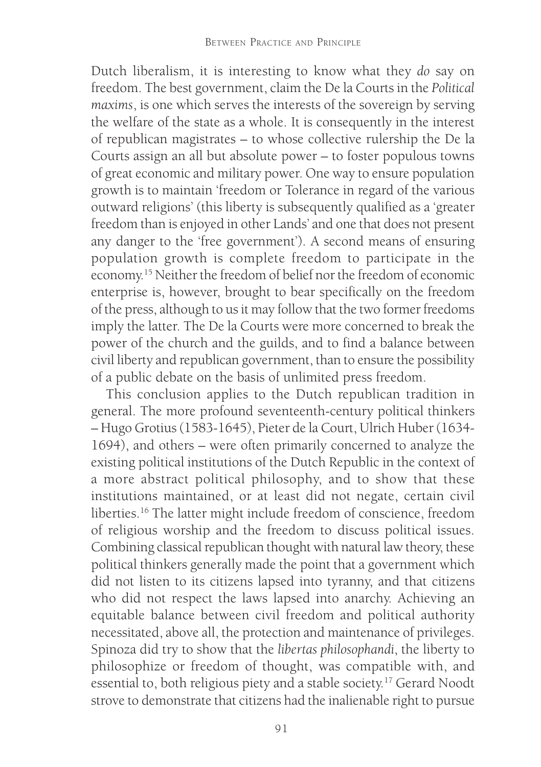Dutch liberalism, it is interesting to know what they *do* say on freedom. The best government, claim the De la Courts in the *Political maxims*, is one which serves the interests of the sovereign by serving the welfare of the state as a whole. It is consequently in the interest of republican magistrates – to whose collective rulership the De la Courts assign an all but absolute power – to foster populous towns of great economic and military power. One way to ensure population growth is to maintain 'freedom or Tolerance in regard of the various outward religions' (this liberty is subsequently qualified as a 'greater freedom than is enjoyed in other Lands' and one that does not present any danger to the 'free government'). A second means of ensuring population growth is complete freedom to participate in the economy.[15] Neither the freedom of belief nor the freedom of economic enterprise is, however, brought to bear specifically on the freedom of the press, although to us it may follow that the two former freedoms imply the latter. The De la Courts were more concerned to break the power of the church and the guilds, and to find a balance between civil liberty and republican government, than to ensure the possibility of a public debate on the basis of unlimited press freedom.

This conclusion applies to the Dutch republican tradition in general. The more profound seventeenth-century political thinkers – Hugo Grotius (1583-1645), Pieter de la Court, Ulrich Huber (1634-1694), and others – were often primarily concerned to analyze the existing political institutions of the Dutch Republic in the context of a more abstract political philosophy, and to show that these institutions maintained, or at least did not negate, certain civil liberties.[16] The latter might include freedom of conscience, freedom of religious worship and the freedom to discuss political issues. Combining classical republican thought with natural law theory, these political thinkers generally made the point that a government which did not listen to its citizens lapsed into tyranny, and that citizens who did not respect the laws lapsed into anarchy. Achieving an equitable balance between civil freedom and political authority necessitated, above all, the protection and maintenance of privileges. Spinoza did try to show that the *libertas philosophandi*, the liberty to philosophize or freedom of thought, was compatible with, and essential to, both religious piety and a stable society.[17] Gerard Noodt strove to demonstrate that citizens had the inalienable right to pursue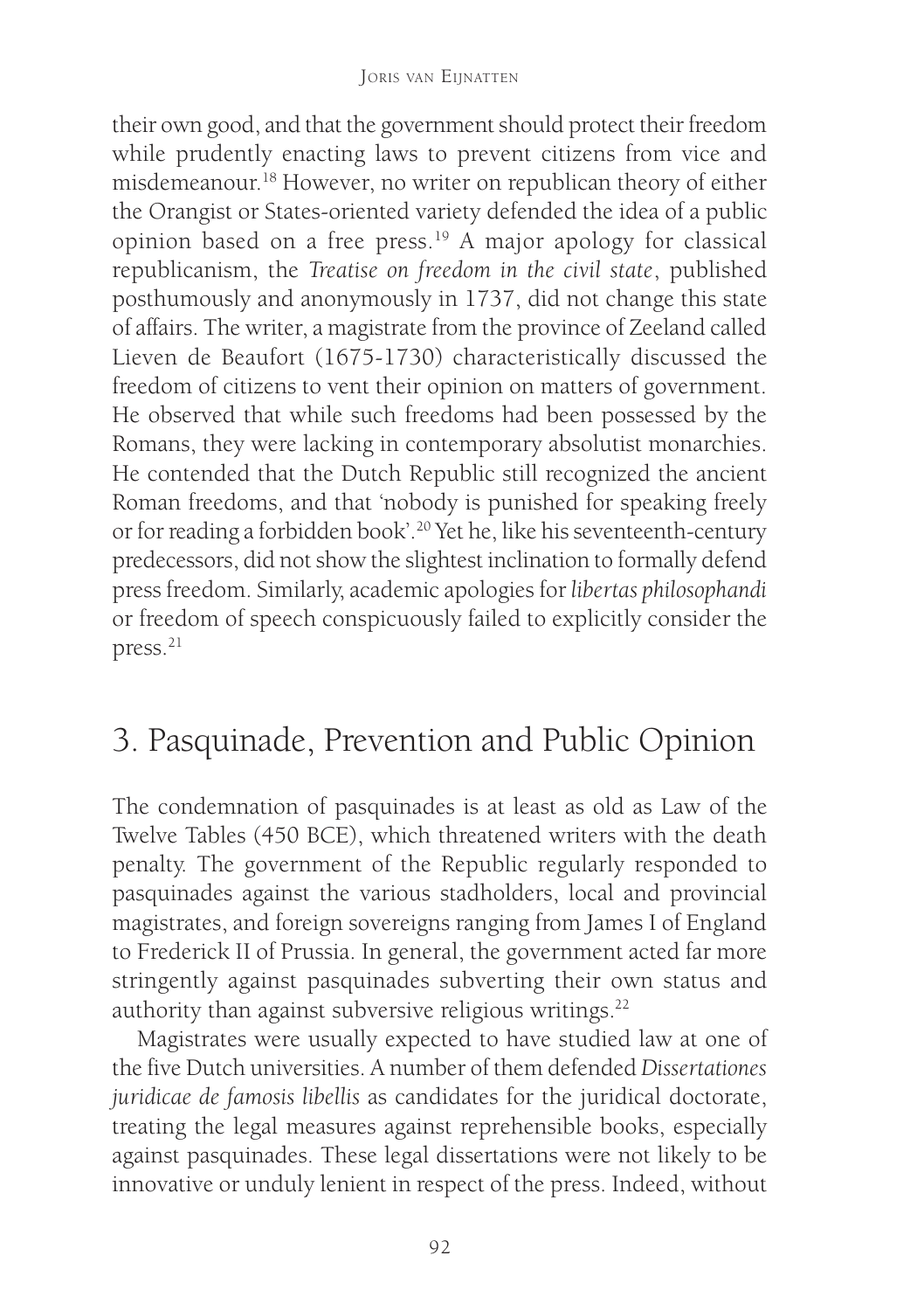their own good, and that the government should protect their freedom while prudently enacting laws to prevent citizens from vice and misdemeanour.[18] However, no writer on republican theory of either the Orangist or States-oriented variety defended the idea of a public opinion based on a free press.[19] A major apology for classical republicanism, the *Treatise on freedom in the civil state*, published posthumously and anonymously in 1737, did not change this state of affairs. The writer, a magistrate from the province of Zeeland called Lieven de Beaufort (1675-1730) characteristically discussed the freedom of citizens to vent their opinion on matters of government. He observed that while such freedoms had been possessed by the Romans, they were lacking in contemporary absolutist monarchies. He contended that the Dutch Republic still recognized the ancient Roman freedoms, and that 'nobody is punished for speaking freely or for reading a forbidden book'.[20] Yet he, like his seventeenth-century predecessors, did not show the slightest inclination to formally defend press freedom. Similarly, academic apologies for *libertas philosophandi* or freedom of speech conspicuously failed to explicitly consider the press.[21]

## 3. Pasquinade, Prevention and Public Opinion

The condemnation of pasquinades is at least as old as Law of the Twelve Tables (450 BCE), which threatened writers with the death penalty. The government of the Republic regularly responded to pasquinades against the various stadholders, local and provincial magistrates, and foreign sovereigns ranging from James I of England to Frederick II of Prussia. In general, the government acted far more stringently against pasquinades subverting their own status and authority than against subversive religious writings.[22]

Magistrates were usually expected to have studied law at one of the five Dutch universities. A number of them defended *Dissertationes juridicae de famosis libellis* as candidates for the juridical doctorate, treating the legal measures against reprehensible books, especially against pasquinades. These legal dissertations were not likely to be innovative or unduly lenient in respect of the press. Indeed, without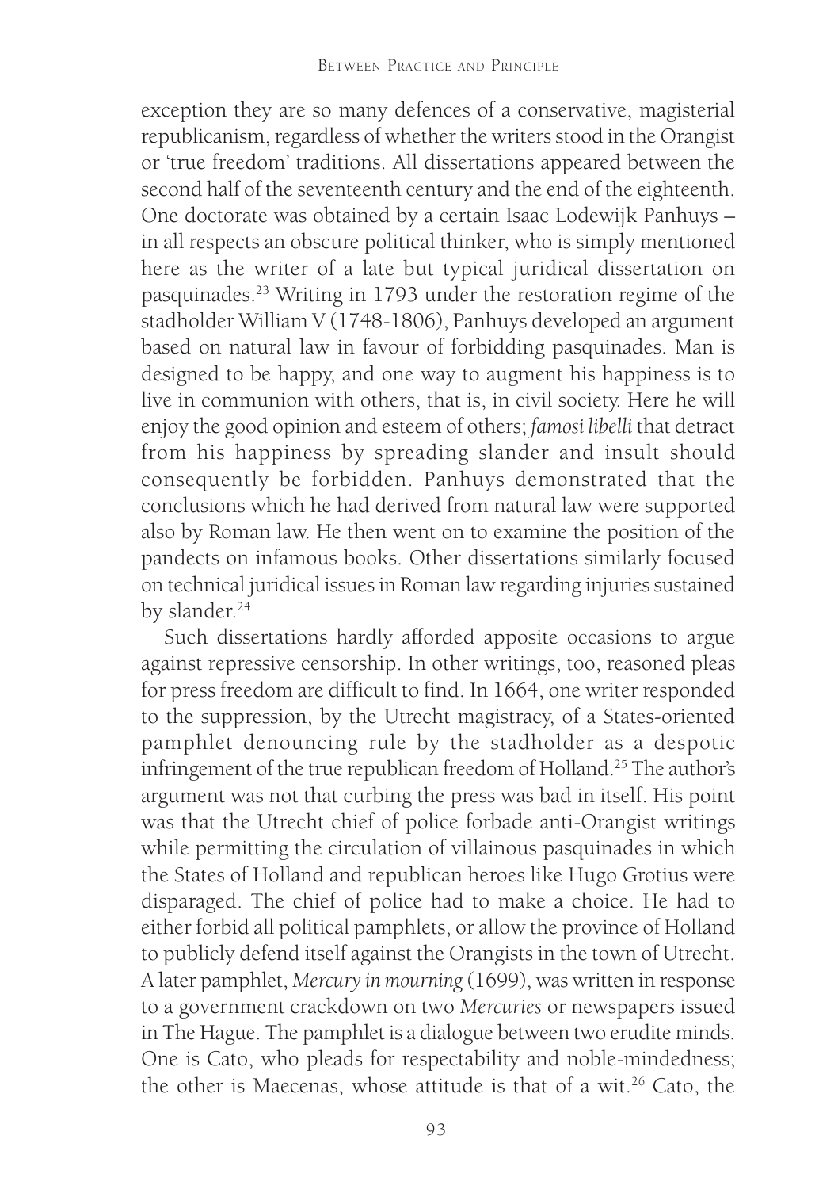exception they are so many defences of a conservative, magisterial republicanism, regardless of whether the writers stood in the Orangist or 'true freedom' traditions. All dissertations appeared between the second half of the seventeenth century and the end of the eighteenth. One doctorate was obtained by a certain Isaac Lodewijk Panhuys – in all respects an obscure political thinker, who is simply mentioned here as the writer of a late but typical juridical dissertation on pasquinades.[23] Writing in 1793 under the restoration regime of the stadholder William V (1748-1806), Panhuys developed an argument based on natural law in favour of forbidding pasquinades. Man is designed to be happy, and one way to augment his happiness is to live in communion with others, that is, in civil society. Here he will enjoy the good opinion and esteem of others; *famosi libelli* that detract from his happiness by spreading slander and insult should consequently be forbidden. Panhuys demonstrated that the conclusions which he had derived from natural law were supported also by Roman law. He then went on to examine the position of the pandects on infamous books. Other dissertations similarly focused on technical juridical issues in Roman law regarding injuries sustained by slander.[24]

Such dissertations hardly afforded apposite occasions to argue against repressive censorship. In other writings, too, reasoned pleas for press freedom are difficult to find. In 1664, one writer responded to the suppression, by the Utrecht magistracy, of a States-oriented pamphlet denouncing rule by the stadholder as a despotic infringement of the true republican freedom of Holland.[25] The author's argument was not that curbing the press was bad in itself. His point was that the Utrecht chief of police forbade anti-Orangist writings while permitting the circulation of villainous pasquinades in which the States of Holland and republican heroes like Hugo Grotius were disparaged. The chief of police had to make a choice. He had to either forbid all political pamphlets, or allow the province of Holland to publicly defend itself against the Orangists in the town of Utrecht. A later pamphlet, *Mercury in mourning* (1699), was written in response to a government crackdown on two *Mercuries* or newspapers issued in The Hague. The pamphlet is a dialogue between two erudite minds. One is Cato, who pleads for respectability and noble-mindedness; the other is Maecenas, whose attitude is that of a wit.[26] Cato, the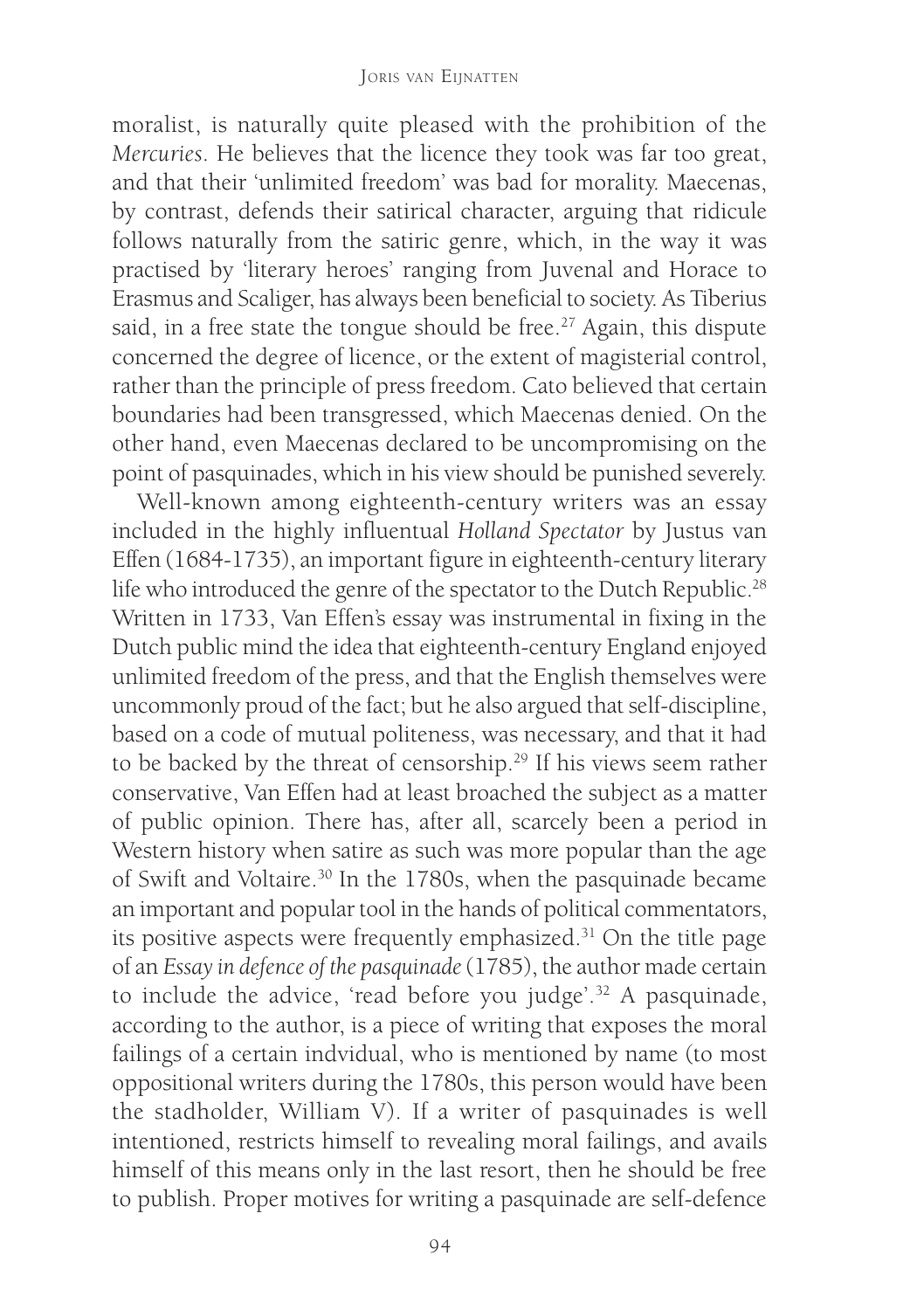moralist, is naturally quite pleased with the prohibition of the *Mercuries*. He believes that the licence they took was far too great, and that their 'unlimited freedom' was bad for morality. Maecenas, by contrast, defends their satirical character, arguing that ridicule follows naturally from the satiric genre, which, in the way it was practised by 'literary heroes' ranging from Juvenal and Horace to Erasmus and Scaliger, has always been beneficial to society. As Tiberius said, in a free state the tongue should be free.[27] Again, this dispute concerned the degree of licence, or the extent of magisterial control, rather than the principle of press freedom. Cato believed that certain boundaries had been transgressed, which Maecenas denied. On the other hand, even Maecenas declared to be uncompromising on the point of pasquinades, which in his view should be punished severely.

Well-known among eighteenth-century writers was an essay included in the highly influentual *Holland Spectator* by Justus van Effen (1684-1735), an important figure in eighteenth-century literary life who introduced the genre of the spectator to the Dutch Republic.[28] Written in 1733, Van Effen's essay was instrumental in fixing in the Dutch public mind the idea that eighteenth-century England enjoyed unlimited freedom of the press, and that the English themselves were uncommonly proud of the fact; but he also argued that self-discipline, based on a code of mutual politeness, was necessary, and that it had to be backed by the threat of censorship.[29] If his views seem rather conservative, Van Effen had at least broached the subject as a matter of public opinion. There has, after all, scarcely been a period in Western history when satire as such was more popular than the age of Swift and Voltaire.[30] In the 1780s, when the pasquinade became an important and popular tool in the hands of political commentators, its positive aspects were frequently emphasized.[31] On the title page of an *Essay in defence of the pasquinade* (1785), the author made certain to include the advice, 'read before you judge'.[32] A pasquinade, according to the author, is a piece of writing that exposes the moral failings of a certain indvidual, who is mentioned by name (to most oppositional writers during the 1780s, this person would have been the stadholder, William V). If a writer of pasquinades is well intentioned, restricts himself to revealing moral failings, and avails himself of this means only in the last resort, then he should be free to publish. Proper motives for writing a pasquinade are self-defence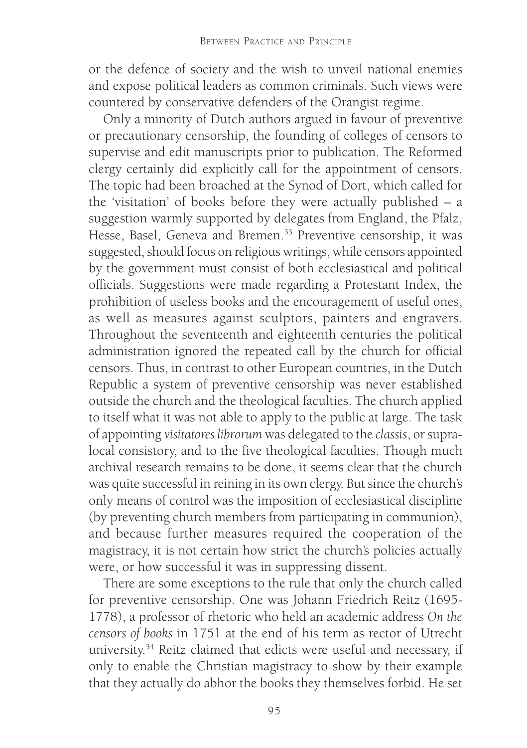or the defence of society and the wish to unveil national enemies and expose political leaders as common criminals. Such views were countered by conservative defenders of the Orangist regime.

Only a minority of Dutch authors argued in favour of preventive or precautionary censorship, the founding of colleges of censors to supervise and edit manuscripts prior to publication. The Reformed clergy certainly did explicitly call for the appointment of censors. The topic had been broached at the Synod of Dort, which called for the 'visitation' of books before they were actually published – a suggestion warmly supported by delegates from England, the Pfalz, Hesse, Basel, Geneva and Bremen.[33] Preventive censorship, it was suggested, should focus on religious writings, while censors appointed by the government must consist of both ecclesiastical and political officials. Suggestions were made regarding a Protestant Index, the prohibition of useless books and the encouragement of useful ones, as well as measures against sculptors, painters and engravers. Throughout the seventeenth and eighteenth centuries the political administration ignored the repeated call by the church for official censors. Thus, in contrast to other European countries, in the Dutch Republic a system of preventive censorship was never established outside the church and the theological faculties. The church applied to itself what it was not able to apply to the public at large. The task of appointing *visitatores librorum* was delegated to the *classis*, or supra-local consistory, and to the five theological faculties. Though much archival research remains to be done, it seems clear that the church was quite successful in reining in its own clergy. But since the church's only means of control was the imposition of ecclesiastical discipline (by preventing church members from participating in communion), and because further measures required the cooperation of the magistracy, it is not certain how strict the church's policies actually were, or how successful it was in suppressing dissent.

There are some exceptions to the rule that only the church called for preventive censorship. One was Johann Friedrich Reitz (1695-1778), a professor of rhetoric who held an academic address *On the censors of books* in 1751 at the end of his term as rector of Utrecht university.[34] Reitz claimed that edicts were useful and necessary, if only to enable the Christian magistracy to show by their example that they actually do abhor the books they themselves forbid. He set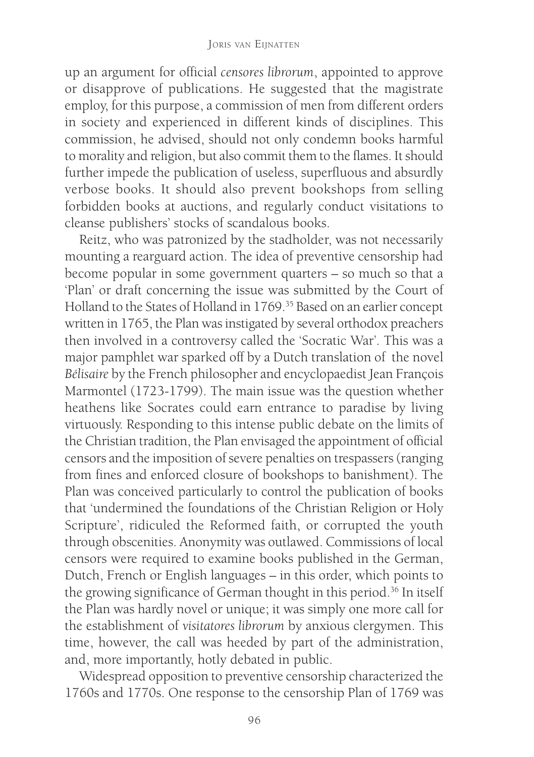up an argument for official *censores librorum*, appointed to approve or disapprove of publications. He suggested that the magistrate employ, for this purpose, a commission of men from different orders in society and experienced in different kinds of disciplines. This commission, he advised, should not only condemn books harmful to morality and religion, but also commit them to the flames. It should further impede the publication of useless, superfluous and absurdly verbose books. It should also prevent bookshops from selling forbidden books at auctions, and regularly conduct visitations to cleanse publishers' stocks of scandalous books.

Reitz, who was patronized by the stadholder, was not necessarily mounting a rearguard action. The idea of preventive censorship had become popular in some government quarters – so much so that a 'Plan' or draft concerning the issue was submitted by the Court of Holland to the States of Holland in 1769.[35] Based on an earlier concept written in 1765, the Plan was instigated by several orthodox preachers then involved in a controversy called the 'Socratic War'. This was a major pamphlet war sparked off by a Dutch translation of the novel *Bélisaire* by the French philosopher and encyclopaedist Jean François Marmontel (1723-1799). The main issue was the question whether heathens like Socrates could earn entrance to paradise by living virtuously. Responding to this intense public debate on the limits of the Christian tradition, the Plan envisaged the appointment of official censors and the imposition of severe penalties on trespassers (ranging from fines and enforced closure of bookshops to banishment). The Plan was conceived particularly to control the publication of books that 'undermined the foundations of the Christian Religion or Holy Scripture', ridiculed the Reformed faith, or corrupted the youth through obscenities. Anonymity was outlawed. Commissions of local censors were required to examine books published in the German, Dutch, French or English languages – in this order, which points to the growing significance of German thought in this period.[36] In itself the Plan was hardly novel or unique; it was simply one more call for the establishment of *visitatores librorum* by anxious clergymen. This time, however, the call was heeded by part of the administration, and, more importantly, hotly debated in public.

Widespread opposition to preventive censorship characterized the 1760s and 1770s. One response to the censorship Plan of 1769 was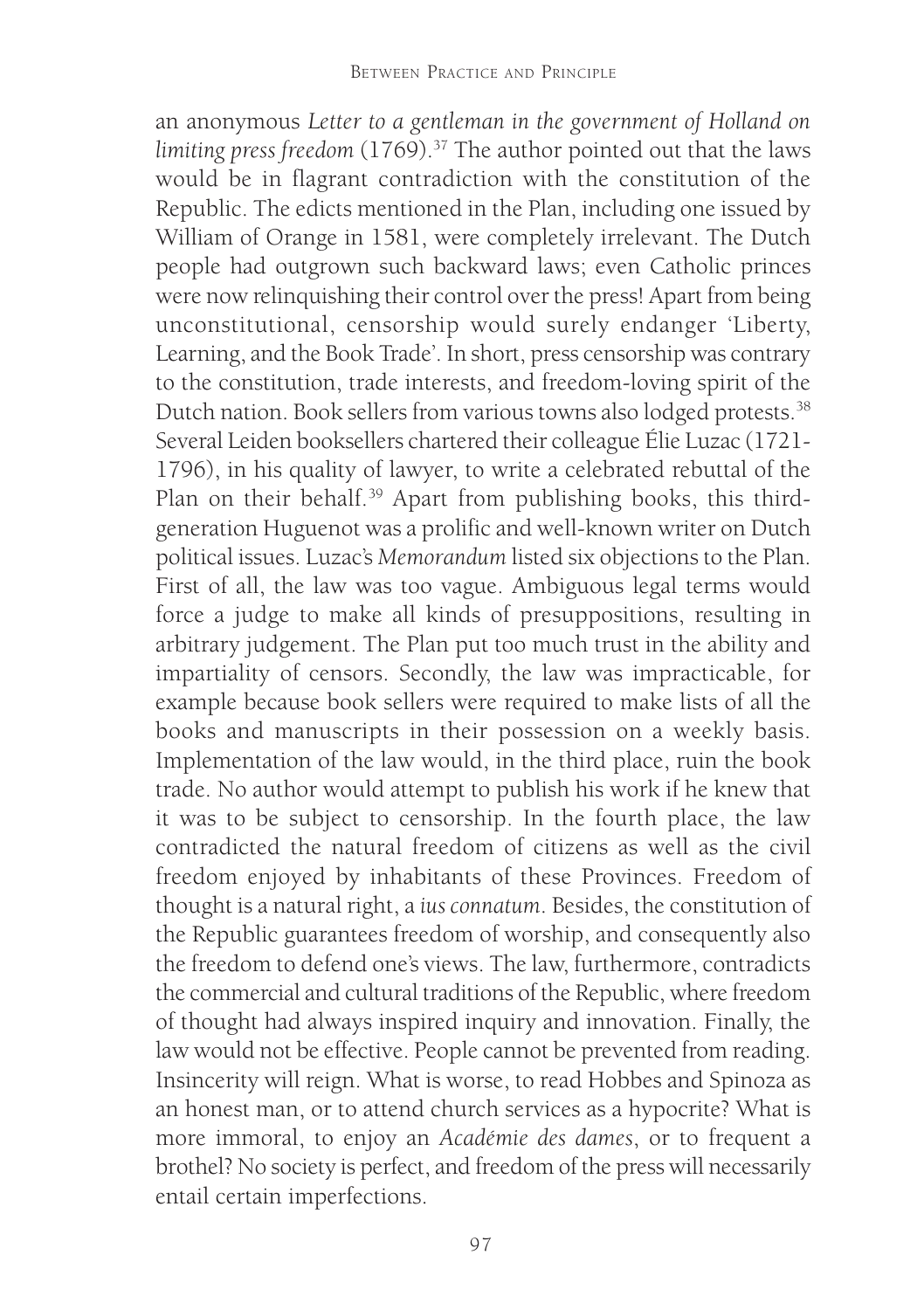an anonymous *Letter to a gentleman in the government of Holland on limiting press freedom* (1769).[37] The author pointed out that the laws would be in flagrant contradiction with the constitution of the Republic. The edicts mentioned in the Plan, including one issued by William of Orange in 1581, were completely irrelevant. The Dutch people had outgrown such backward laws; even Catholic princes were now relinquishing their control over the press! Apart from being unconstitutional, censorship would surely endanger 'Liberty, Learning, and the Book Trade'. In short, press censorship was contrary to the constitution, trade interests, and freedom-loving spirit of the Dutch nation. Book sellers from various towns also lodged protests.[38] Several Leiden booksellers chartered their colleague Élie Luzac (1721-1796), in his quality of lawyer, to write a celebrated rebuttal of the Plan on their behalf.[39] Apart from publishing books, this third-generation Huguenot was a prolific and well-known writer on Dutch political issues. Luzac's *Memorandum* listed six objections to the Plan. First of all, the law was too vague. Ambiguous legal terms would force a judge to make all kinds of presuppositions, resulting in arbitrary judgement. The Plan put too much trust in the ability and impartiality of censors. Secondly, the law was impracticable, for example because book sellers were required to make lists of all the books and manuscripts in their possession on a weekly basis. Implementation of the law would, in the third place, ruin the book trade. No author would attempt to publish his work if he knew that it was to be subject to censorship. In the fourth place, the law contradicted the natural freedom of citizens as well as the civil freedom enjoyed by inhabitants of these Provinces. Freedom of thought is a natural right, a *ius connatum*. Besides, the constitution of the Republic guarantees freedom of worship, and consequently also the freedom to defend one's views. The law, furthermore, contradicts the commercial and cultural traditions of the Republic, where freedom of thought had always inspired inquiry and innovation. Finally, the law would not be effective. People cannot be prevented from reading. Insincerity will reign. What is worse, to read Hobbes and Spinoza as an honest man, or to attend church services as a hypocrite? What is more immoral, to enjoy an *Académie des dames*, or to frequent a brothel? No society is perfect, and freedom of the press will necessarily entail certain imperfections.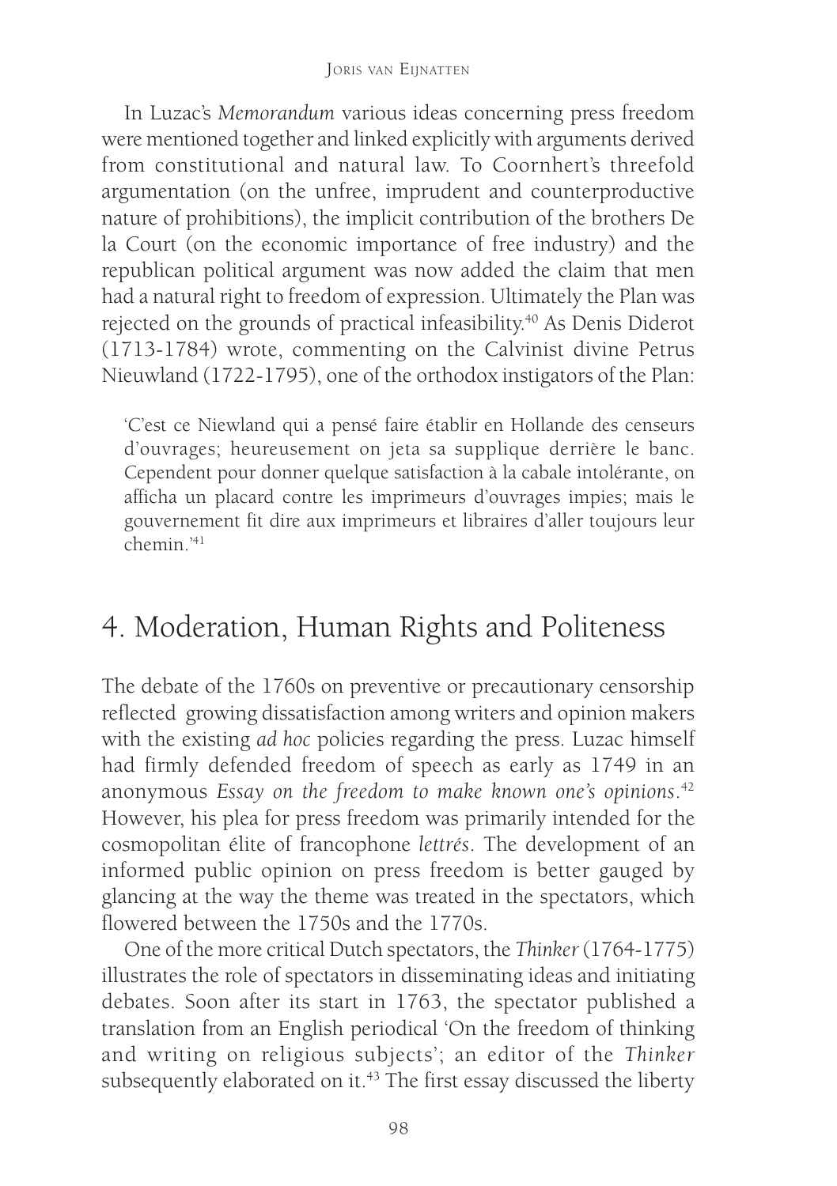In Luzac's *Memorandum* various ideas concerning press freedom were mentioned together and linked explicitly with arguments derived from constitutional and natural law. To Coornhert's threefold argumentation (on the unfree, imprudent and counterproductive nature of prohibitions), the implicit contribution of the brothers De la Court (on the economic importance of free industry) and the republican political argument was now added the claim that men had a natural right to freedom of expression. Ultimately the Plan was rejected on the grounds of practical infeasibility.[40] As Denis Diderot (1713-1784) wrote, commenting on the Calvinist divine Petrus Nieuwland (1722-1795), one of the orthodox instigators of the Plan:

> 'C'est ce Niewland qui a pensé faire établir en Hollande des censeurs d'ouvrages; heureusement on jeta sa supplique derrière le banc. Cependent pour donner quelque satisfaction à la cabale intolérante, on afficha un placard contre les imprimeurs d'ouvrages impies; mais le gouvernement fit dire aux imprimeurs et libraires d'aller toujours leur chemin.'[41]

## 4. Moderation, Human Rights and Politeness

The debate of the 1760s on preventive or precautionary censorship reflected growing dissatisfaction among writers and opinion makers with the existing *ad hoc* policies regarding the press. Luzac himself had firmly defended freedom of speech as early as 1749 in an anonymous *Essay on the freedom to make known one's opinions*.[42] However, his plea for press freedom was primarily intended for the cosmopolitan élite of francophone *lettrés*. The development of an informed public opinion on press freedom is better gauged by glancing at the way the theme was treated in the spectators, which flowered between the 1750s and the 1770s.

One of the more critical Dutch spectators, the *Thinker* (1764-1775) illustrates the role of spectators in disseminating ideas and initiating debates. Soon after its start in 1763, the spectator published a translation from an English periodical 'On the freedom of thinking and writing on religious subjects'; an editor of the *Thinker* subsequently elaborated on it.[43] The first essay discussed the liberty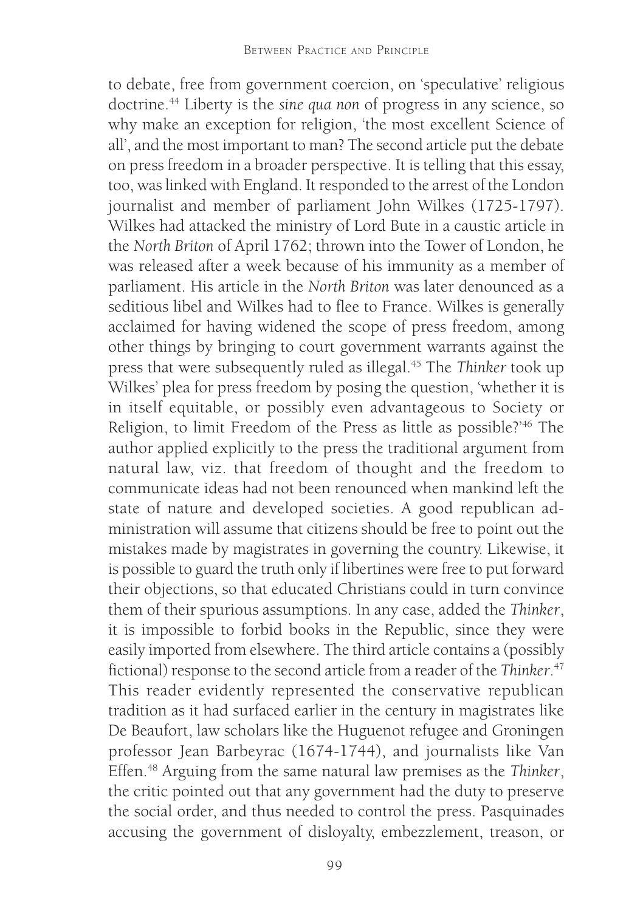to debate, free from government coercion, on 'speculative' religious doctrine.[44] Liberty is the *sine qua non* of progress in any science, so why make an exception for religion, 'the most excellent Science of all', and the most important to man? The second article put the debate on press freedom in a broader perspective. It is telling that this essay, too, was linked with England. It responded to the arrest of the London journalist and member of parliament John Wilkes (1725-1797). Wilkes had attacked the ministry of Lord Bute in a caustic article in the *North Briton* of April 1762; thrown into the Tower of London, he was released after a week because of his immunity as a member of parliament. His article in the *North Briton* was later denounced as a seditious libel and Wilkes had to flee to France. Wilkes is generally acclaimed for having widened the scope of press freedom, among other things by bringing to court government warrants against the press that were subsequently ruled as illegal.[45] The *Thinker* took up Wilkes' plea for press freedom by posing the question, 'whether it is in itself equitable, or possibly even advantageous to Society or Religion, to limit Freedom of the Press as little as possible?'[46] The author applied explicitly to the press the traditional argument from natural law, viz. that freedom of thought and the freedom to communicate ideas had not been renounced when mankind left the state of nature and developed societies. A good republican administration will assume that citizens should be free to point out the mistakes made by magistrates in governing the country. Likewise, it is possible to guard the truth only if libertines were free to put forward their objections, so that educated Christians could in turn convince them of their spurious assumptions. In any case, added the *Thinker*, it is impossible to forbid books in the Republic, since they were easily imported from elsewhere. The third article contains a (possibly fictional) response to the second article from a reader of the *Thinker*.[47] This reader evidently represented the conservative republican tradition as it had surfaced earlier in the century in magistrates like De Beaufort, law scholars like the Huguenot refugee and Groningen professor Jean Barbeyrac (1674-1744), and journalists like Van Effen.[48] Arguing from the same natural law premises as the *Thinker*, the critic pointed out that any government had the duty to preserve the social order, and thus needed to control the press. Pasquinades accusing the government of disloyalty, embezzlement, treason, or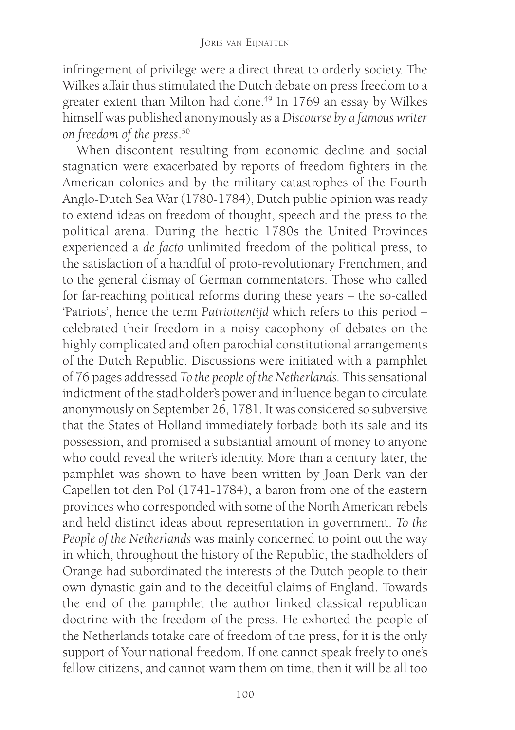infringement of privilege were a direct threat to orderly society. The Wilkes affair thus stimulated the Dutch debate on press freedom to a greater extent than Milton had done.[49] In 1769 an essay by Wilkes himself was published anonymously as a *Discourse by a famous writer on freedom of the press*.[50]

When discontent resulting from economic decline and social stagnation were exacerbated by reports of freedom fighters in the American colonies and by the military catastrophes of the Fourth Anglo-Dutch Sea War (1780-1784), Dutch public opinion was ready to extend ideas on freedom of thought, speech and the press to the political arena. During the hectic 1780s the United Provinces experienced a *de facto* unlimited freedom of the political press, to the satisfaction of a handful of proto-revolutionary Frenchmen, and to the general dismay of German commentators. Those who called for far-reaching political reforms during these years – the so-called 'Patriots', hence the term *Patriottentijd* which refers to this period – celebrated their freedom in a noisy cacophony of debates on the highly complicated and often parochial constitutional arrangements of the Dutch Republic. Discussions were initiated with a pamphlet of 76 pages addressed *To the people of the Netherlands.* This sensational indictment of the stadholder's power and influence began to circulate anonymously on September 26, 1781. It was considered so subversive that the States of Holland immediately forbade both its sale and its possession, and promised a substantial amount of money to anyone who could reveal the writer's identity. More than a century later, the pamphlet was shown to have been written by Joan Derk van der Capellen tot den Pol (1741-1784), a baron from one of the eastern provinces who corresponded with some of the North American rebels and held distinct ideas about representation in government. *To the People of the Netherlands* was mainly concerned to point out the way in which, throughout the history of the Republic, the stadholders of Orange had subordinated the interests of the Dutch people to their own dynastic gain and to the deceitful claims of England. Towards the end of the pamphlet the author linked classical republican doctrine with the freedom of the press. He exhorted the people of the Netherlands totake care of freedom of the press, for it is the only support of Your national freedom. If one cannot speak freely to one's fellow citizens, and cannot warn them on time, then it will be all too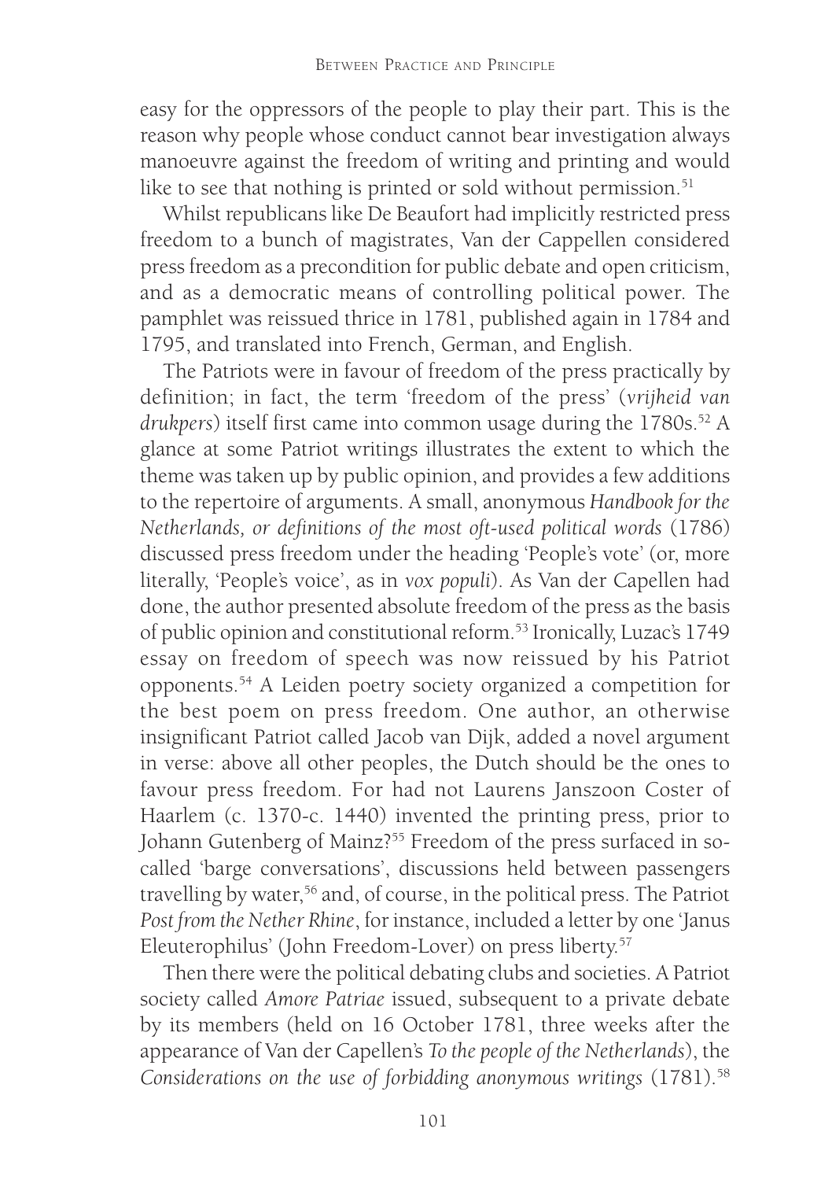easy for the oppressors of the people to play their part. This is the reason why people whose conduct cannot bear investigation always manoeuvre against the freedom of writing and printing and would like to see that nothing is printed or sold without permission.[51]

Whilst republicans like De Beaufort had implicitly restricted press freedom to a bunch of magistrates, Van der Cappellen considered press freedom as a precondition for public debate and open criticism, and as a democratic means of controlling political power. The pamphlet was reissued thrice in 1781, published again in 1784 and 1795, and translated into French, German, and English.

The Patriots were in favour of freedom of the press practically by definition; in fact, the term 'freedom of the press' (*vrijheid van drukpers*) itself first came into common usage during the 1780s.[52] A glance at some Patriot writings illustrates the extent to which the theme was taken up by public opinion, and provides a few additions to the repertoire of arguments. A small, anonymous *Handbook for the Netherlands, or definitions of the most oft-used political words* (1786) discussed press freedom under the heading 'People's vote' (or, more literally, 'People's voice', as in *vox populi*). As Van der Capellen had done, the author presented absolute freedom of the press as the basis of public opinion and constitutional reform.[53] Ironically, Luzac's 1749 essay on freedom of speech was now reissued by his Patriot opponents.[54] A Leiden poetry society organized a competition for the best poem on press freedom. One author, an otherwise insignificant Patriot called Jacob van Dijk, added a novel argument in verse: above all other peoples, the Dutch should be the ones to favour press freedom. For had not Laurens Janszoon Coster of Haarlem (c. 1370-c. 1440) invented the printing press, prior to Johann Gutenberg of Mainz?[55] Freedom of the press surfaced in so-called 'barge conversations', discussions held between passengers travelling by water,[56] and, of course, in the political press. The Patriot *Post from the Nether Rhine*, for instance, included a letter by one 'Janus Eleuterophilus' (John Freedom-Lover) on press liberty.[57]

Then there were the political debating clubs and societies. A Patriot society called *Amore Patriae* issued, subsequent to a private debate by its members (held on 16 October 1781, three weeks after the appearance of Van der Capellen's *To the people of the Netherlands*), the *Considerations on the use of forbidding anonymous writings* (1781).[58]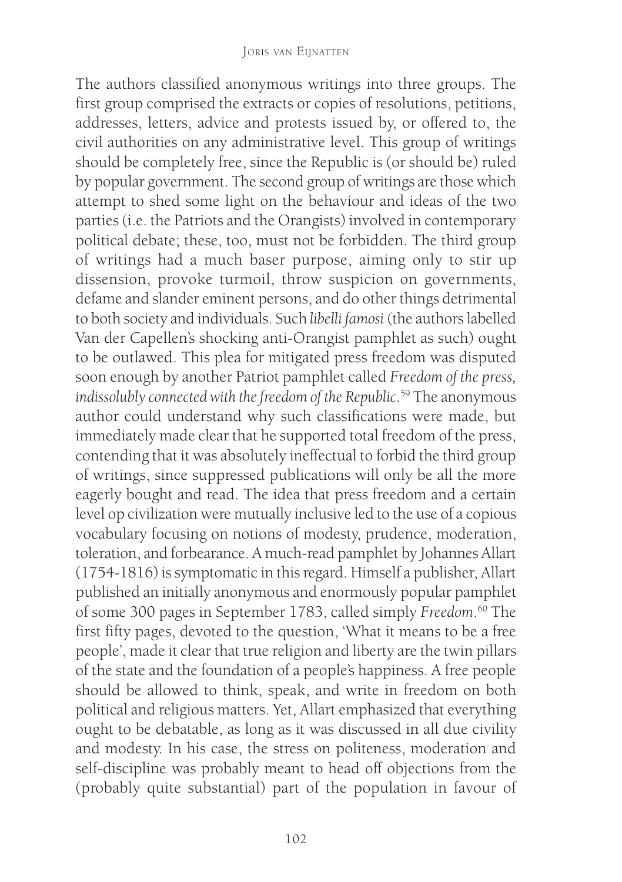The authors classified anonymous writings into three groups. The first group comprised the extracts or copies of resolutions, petitions, addresses, letters, advice and protests issued by, or offered to, the civil authorities on any administrative level. This group of writings should be completely free, since the Republic is (or should be) ruled by popular government. The second group of writings are those which attempt to shed some light on the behaviour and ideas of the two parties (i.e. the Patriots and the Orangists) involved in contemporary political debate; these, too, must not be forbidden. The third group of writings had a much baser purpose, aiming only to stir up dissension, provoke turmoil, throw suspicion on governments, defame and slander eminent persons, and do other things detrimental to both society and individuals. Such *libelli famosi* (the authors labelled Van der Capellen's shocking anti-Orangist pamphlet as such) ought to be outlawed. This plea for mitigated press freedom was disputed soon enough by another Patriot pamphlet called *Freedom of the press, indissolubly connected with the freedom of the Republic*.[59] The anonymous author could understand why such classifications were made, but immediately made clear that he supported total freedom of the press, contending that it was absolutely ineffectual to forbid the third group of writings, since suppressed publications will only be all the more eagerly bought and read. The idea that press freedom and a certain level op civilization were mutually inclusive led to the use of a copious vocabulary focusing on notions of modesty, prudence, moderation, toleration, and forbearance. A much-read pamphlet by Johannes Allart (1754-1816) is symptomatic in this regard. Himself a publisher, Allart published an initially anonymous and enormously popular pamphlet of some 300 pages in September 1783, called simply *Freedom*.[60] The first fifty pages, devoted to the question, 'What it means to be a free people', made it clear that true religion and liberty are the twin pillars of the state and the foundation of a people's happiness. A free people should be allowed to think, speak, and write in freedom on both political and religious matters. Yet, Allart emphasized that everything ought to be debatable, as long as it was discussed in all due civility and modesty. In his case, the stress on politeness, moderation and self-discipline was probably meant to head off objections from the (probably quite substantial) part of the population in favour of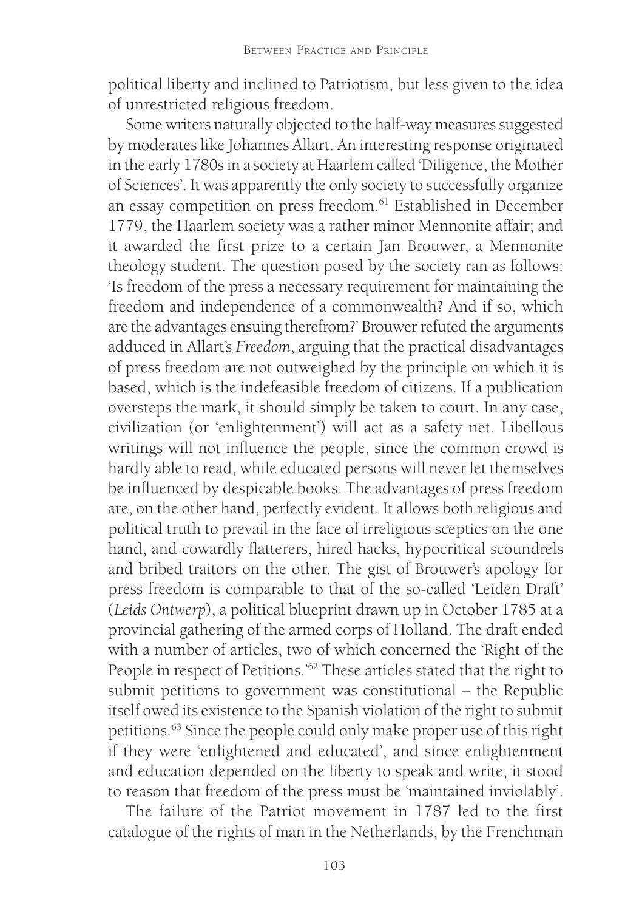political liberty and inclined to Patriotism, but less given to the idea of unrestricted religious freedom.

Some writers naturally objected to the half-way measures suggested by moderates like Johannes Allart. An interesting response originated in the early 1780s in a society at Haarlem called 'Diligence, the Mother of Sciences'. It was apparently the only society to successfully organize an essay competition on press freedom.[61] Established in December 1779, the Haarlem society was a rather minor Mennonite affair; and it awarded the first prize to a certain Jan Brouwer, a Mennonite theology student. The question posed by the society ran as follows: 'Is freedom of the press a necessary requirement for maintaining the freedom and independence of a commonwealth? And if so, which are the advantages ensuing therefrom?' Brouwer refuted the arguments adduced in Allart's *Freedom*, arguing that the practical disadvantages of press freedom are not outweighed by the principle on which it is based, which is the indefeasible freedom of citizens. If a publication oversteps the mark, it should simply be taken to court. In any case, civilization (or 'enlightenment') will act as a safety net. Libellous writings will not influence the people, since the common crowd is hardly able to read, while educated persons will never let themselves be influenced by despicable books. The advantages of press freedom are, on the other hand, perfectly evident. It allows both religious and political truth to prevail in the face of irreligious sceptics on the one hand, and cowardly flatterers, hired hacks, hypocritical scoundrels and bribed traitors on the other. The gist of Brouwer's apology for press freedom is comparable to that of the so-called 'Leiden Draft' (*Leids Ontwerp*), a political blueprint drawn up in October 1785 at a provincial gathering of the armed corps of Holland. The draft ended with a number of articles, two of which concerned the 'Right of the People in respect of Petitions.'[62] These articles stated that the right to submit petitions to government was constitutional – the Republic itself owed its existence to the Spanish violation of the right to submit petitions.[63] Since the people could only make proper use of this right if they were 'enlightened and educated', and since enlightenment and education depended on the liberty to speak and write, it stood to reason that freedom of the press must be 'maintained inviolably'.

The failure of the Patriot movement in 1787 led to the first catalogue of the rights of man in the Netherlands, by the Frenchman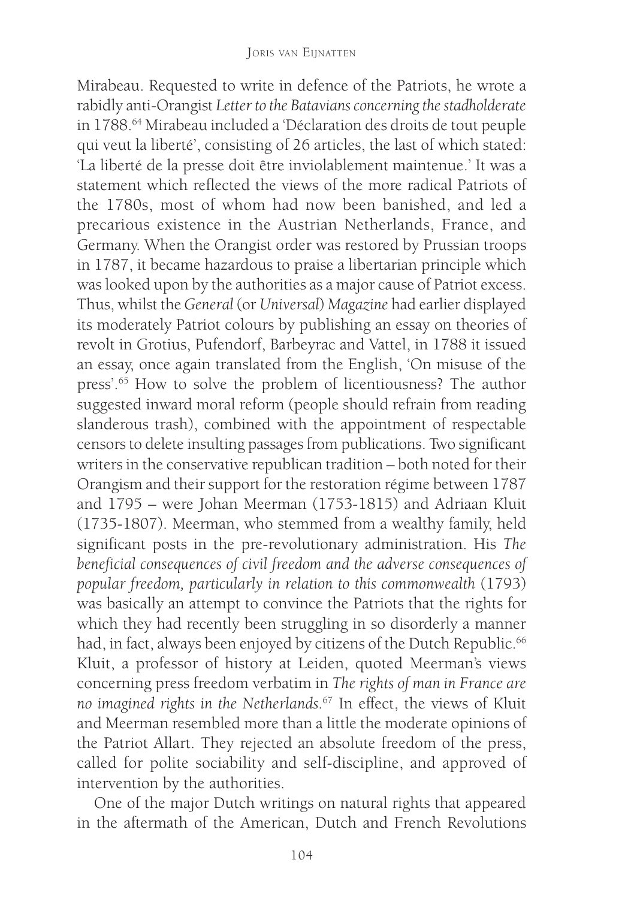Mirabeau. Requested to write in defence of the Patriots, he wrote a rabidly anti-Orangist *Letter to the Batavians concerning the stadholderate* in 1788.[64] Mirabeau included a 'Déclaration des droits de tout peuple qui veut la liberté', consisting of 26 articles, the last of which stated: 'La liberté de la presse doit être inviolablement maintenue.' It was a statement which reflected the views of the more radical Patriots of the 1780s, most of whom had now been banished, and led a precarious existence in the Austrian Netherlands, France, and Germany. When the Orangist order was restored by Prussian troops in 1787, it became hazardous to praise a libertarian principle which was looked upon by the authorities as a major cause of Patriot excess. Thus, whilst the *General* (or *Universal*) *Magazine* had earlier displayed its moderately Patriot colours by publishing an essay on theories of revolt in Grotius, Pufendorf, Barbeyrac and Vattel, in 1788 it issued an essay, once again translated from the English, 'On misuse of the press'.[65] How to solve the problem of licentiousness? The author suggested inward moral reform (people should refrain from reading slanderous trash), combined with the appointment of respectable censors to delete insulting passages from publications. Two significant writers in the conservative republican tradition – both noted for their Orangism and their support for the restoration régime between 1787 and 1795 – were Johan Meerman (1753-1815) and Adriaan Kluit (1735-1807). Meerman, who stemmed from a wealthy family, held significant posts in the pre-revolutionary administration. His *The beneficial consequences of civil freedom and the adverse consequences of popular freedom, particularly in relation to this commonwealth* (1793) was basically an attempt to convince the Patriots that the rights for which they had recently been struggling in so disorderly a manner had, in fact, always been enjoyed by citizens of the Dutch Republic.[66] Kluit, a professor of history at Leiden, quoted Meerman's views concerning press freedom verbatim in *The rights of man in France are no imagined rights in the Netherlands*.[67] In effect, the views of Kluit and Meerman resembled more than a little the moderate opinions of the Patriot Allart. They rejected an absolute freedom of the press, called for polite sociability and self-discipline, and approved of intervention by the authorities.

One of the major Dutch writings on natural rights that appeared in the aftermath of the American, Dutch and French Revolutions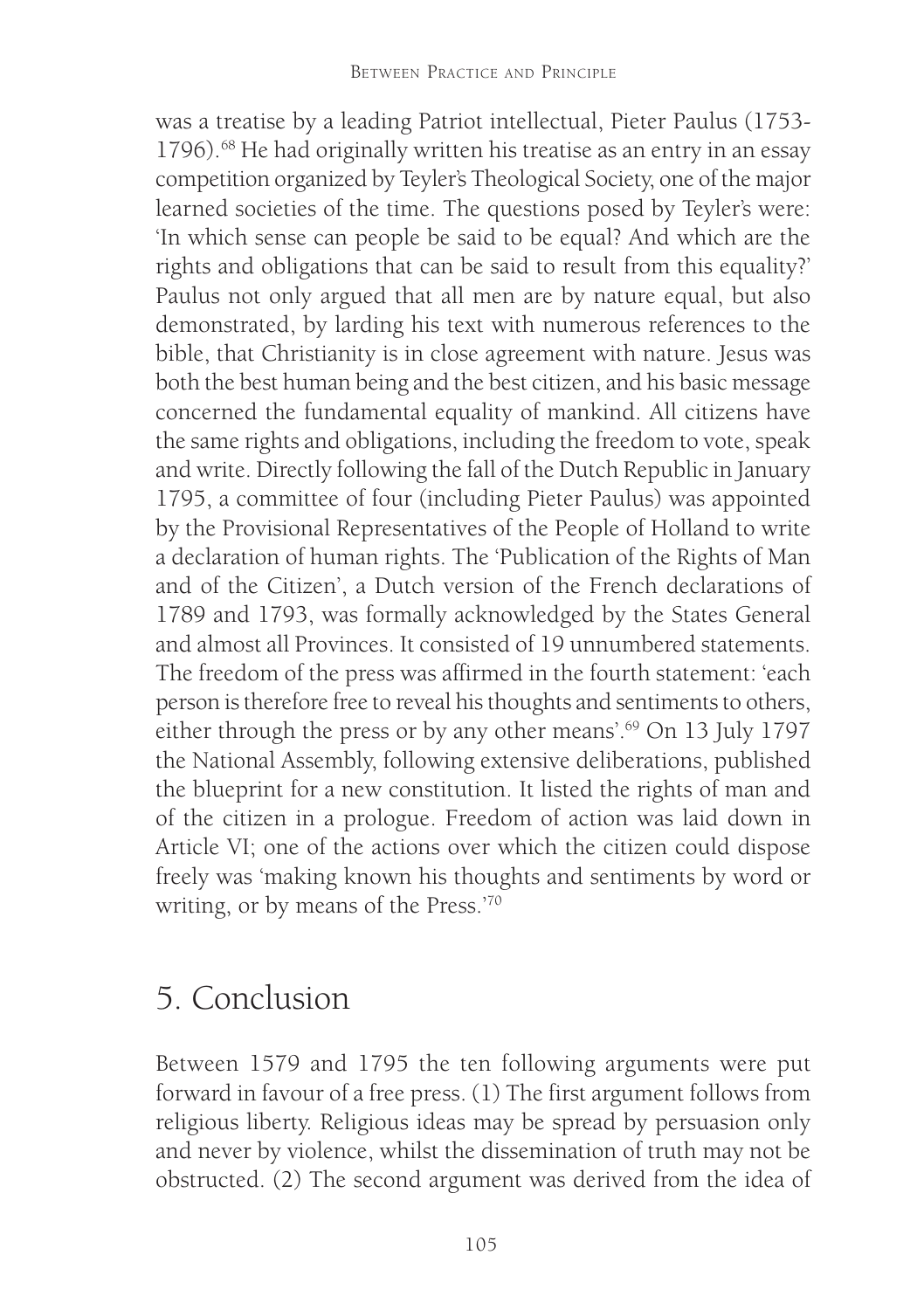was a treatise by a leading Patriot intellectual, Pieter Paulus (1753-1796).[68] He had originally written his treatise as an entry in an essay competition organized by Teyler's Theological Society, one of the major learned societies of the time. The questions posed by Teyler's were: 'In which sense can people be said to be equal? And which are the rights and obligations that can be said to result from this equality?' Paulus not only argued that all men are by nature equal, but also demonstrated, by larding his text with numerous references to the bible, that Christianity is in close agreement with nature. Jesus was both the best human being and the best citizen, and his basic message concerned the fundamental equality of mankind. All citizens have the same rights and obligations, including the freedom to vote, speak and write. Directly following the fall of the Dutch Republic in January 1795, a committee of four (including Pieter Paulus) was appointed by the Provisional Representatives of the People of Holland to write a declaration of human rights. The 'Publication of the Rights of Man and of the Citizen', a Dutch version of the French declarations of 1789 and 1793, was formally acknowledged by the States General and almost all Provinces. It consisted of 19 unnumbered statements. The freedom of the press was affirmed in the fourth statement: 'each person is therefore free to reveal his thoughts and sentiments to others, either through the press or by any other means'.[69] On 13 July 1797 the National Assembly, following extensive deliberations, published the blueprint for a new constitution. It listed the rights of man and of the citizen in a prologue. Freedom of action was laid down in Article VI; one of the actions over which the citizen could dispose freely was 'making known his thoughts and sentiments by word or writing, or by means of the Press.'[70]

## 5. Conclusion

Between 1579 and 1795 the ten following arguments were put forward in favour of a free press. (1) The first argument follows from religious liberty. Religious ideas may be spread by persuasion only and never by violence, whilst the dissemination of truth may not be obstructed. (2) The second argument was derived from the idea of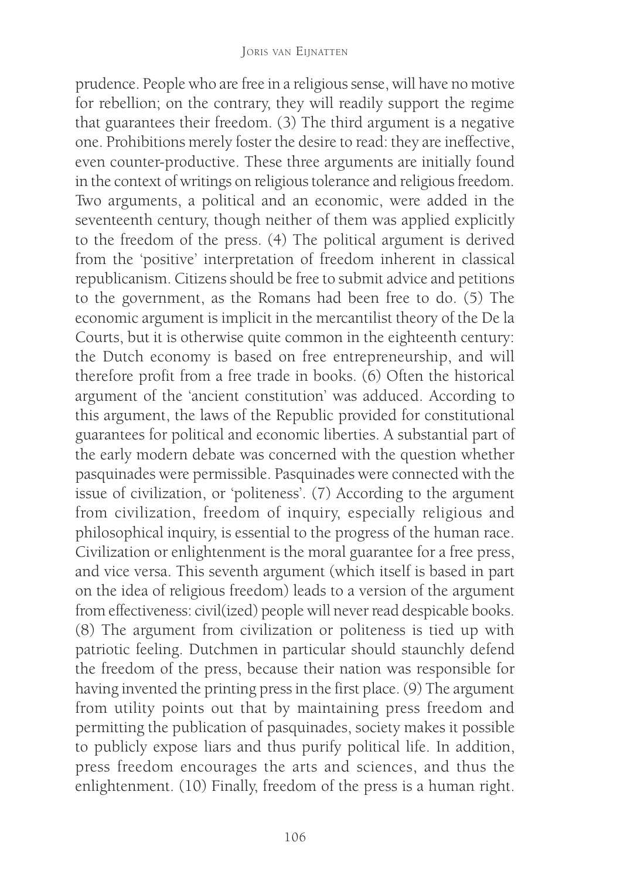prudence. People who are free in a religious sense, will have no motive for rebellion; on the contrary, they will readily support the regime that guarantees their freedom. (3) The third argument is a negative one. Prohibitions merely foster the desire to read: they are ineffective, even counter-productive. These three arguments are initially found in the context of writings on religious tolerance and religious freedom. Two arguments, a political and an economic, were added in the seventeenth century, though neither of them was applied explicitly to the freedom of the press. (4) The political argument is derived from the 'positive' interpretation of freedom inherent in classical republicanism. Citizens should be free to submit advice and petitions to the government, as the Romans had been free to do. (5) The economic argument is implicit in the mercantilist theory of the De la Courts, but it is otherwise quite common in the eighteenth century: the Dutch economy is based on free entrepreneurship, and will therefore profit from a free trade in books. (6) Often the historical argument of the 'ancient constitution' was adduced. According to this argument, the laws of the Republic provided for constitutional guarantees for political and economic liberties. A substantial part of the early modern debate was concerned with the question whether pasquinades were permissible. Pasquinades were connected with the issue of civilization, or 'politeness'. (7) According to the argument from civilization, freedom of inquiry, especially religious and philosophical inquiry, is essential to the progress of the human race. Civilization or enlightenment is the moral guarantee for a free press, and vice versa. This seventh argument (which itself is based in part on the idea of religious freedom) leads to a version of the argument from effectiveness: civil(ized) people will never read despicable books. (8) The argument from civilization or politeness is tied up with patriotic feeling. Dutchmen in particular should staunchly defend the freedom of the press, because their nation was responsible for having invented the printing press in the first place. (9) The argument from utility points out that by maintaining press freedom and permitting the publication of pasquinades, society makes it possible to publicly expose liars and thus purify political life. In addition, press freedom encourages the arts and sciences, and thus the enlightenment. (10) Finally, freedom of the press is a human right.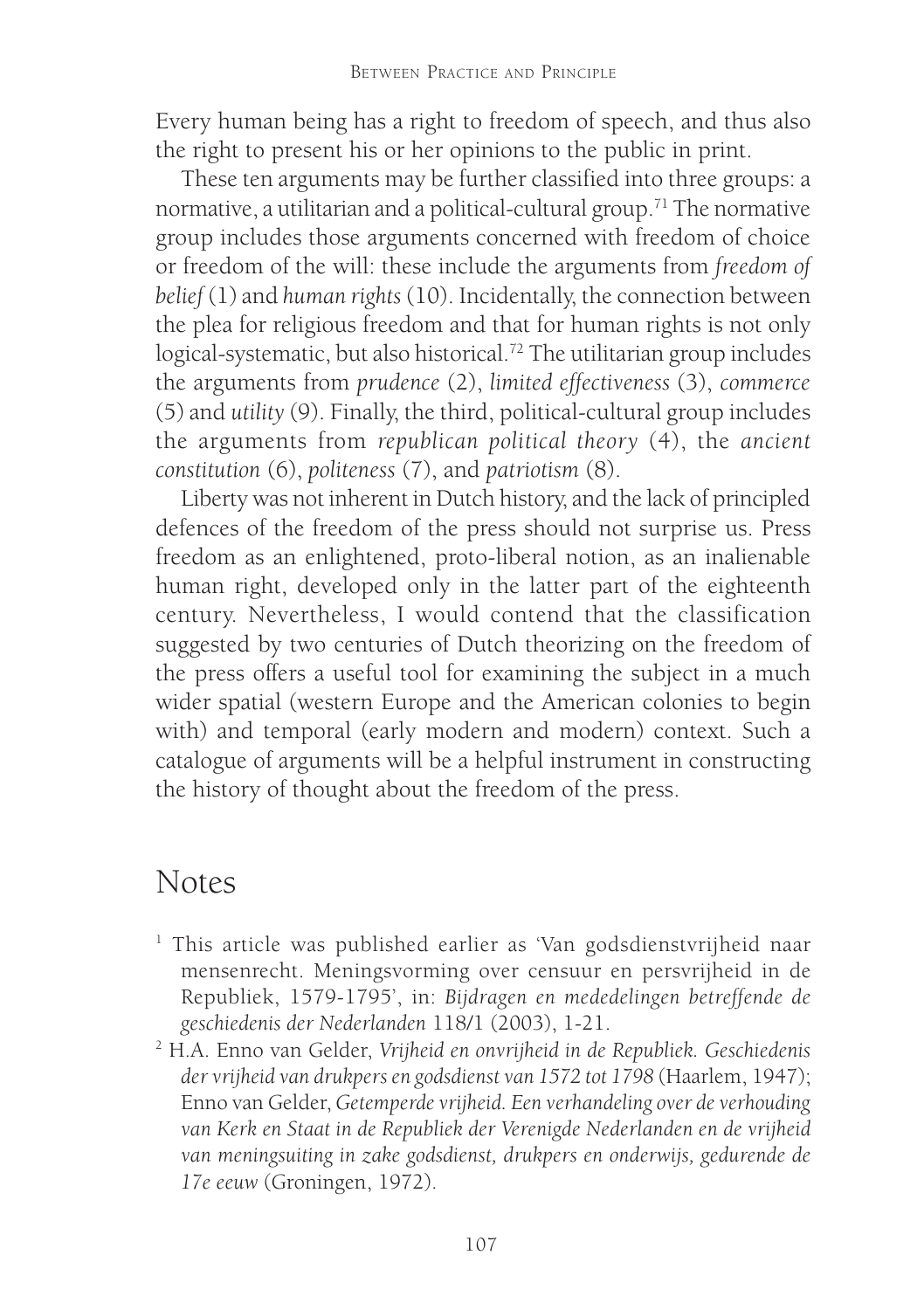Every human being has a right to freedom of speech, and thus also the right to present his or her opinions to the public in print.

These ten arguments may be further classified into three groups: a normative, a utilitarian and a political-cultural group.[71] The normative group includes those arguments concerned with freedom of choice or freedom of the will: these include the arguments from *freedom of belief* (1) and *human rights* (10). Incidentally, the connection between the plea for religious freedom and that for human rights is not only logical-systematic, but also historical.[72] The utilitarian group includes the arguments from *prudence* (2), *limited effectiveness* (3), *commerce* (5) and *utility* (9). Finally, the third, political-cultural group includes the arguments from *republican political theory* (4), the *ancient constitution* (6), *politeness* (7), and *patriotism* (8).

Liberty was not inherent in Dutch history, and the lack of principled defences of the freedom of the press should not surprise us. Press freedom as an enlightened, proto-liberal notion, as an inalienable human right, developed only in the latter part of the eighteenth century. Nevertheless, I would contend that the classification suggested by two centuries of Dutch theorizing on the freedom of the press offers a useful tool for examining the subject in a much wider spatial (western Europe and the American colonies to begin with) and temporal (early modern and modern) context. Such a catalogue of arguments will be a helpful instrument in constructing the history of thought about the freedom of the press.

# Notes

[1] This article was published earlier as 'Van godsdienstvrijheid naar mensenrecht. Meningsvorming over censuur en persvrijheid in de Republiek, 1579-1795', in: *Bijdragen en mededelingen betreffende de geschiedenis der Nederlanden* 118/1 (2003), 1-21.

[2] H.A. Enno van Gelder, *Vrijheid en onvrijheid in de Republiek. Geschiedenis der vrijheid van drukpers en godsdienst van 1572 tot 1798* (Haarlem, 1947); Enno van Gelder, *Getemperde vrijheid. Een verhandeling over de verhouding van Kerk en Staat in de Republiek der Verenigde Nederlanden en de vrijheid van meningsuiting in zake godsdienst, drukpers en onderwijs, gedurende de 17e eeuw* (Groningen, 1972).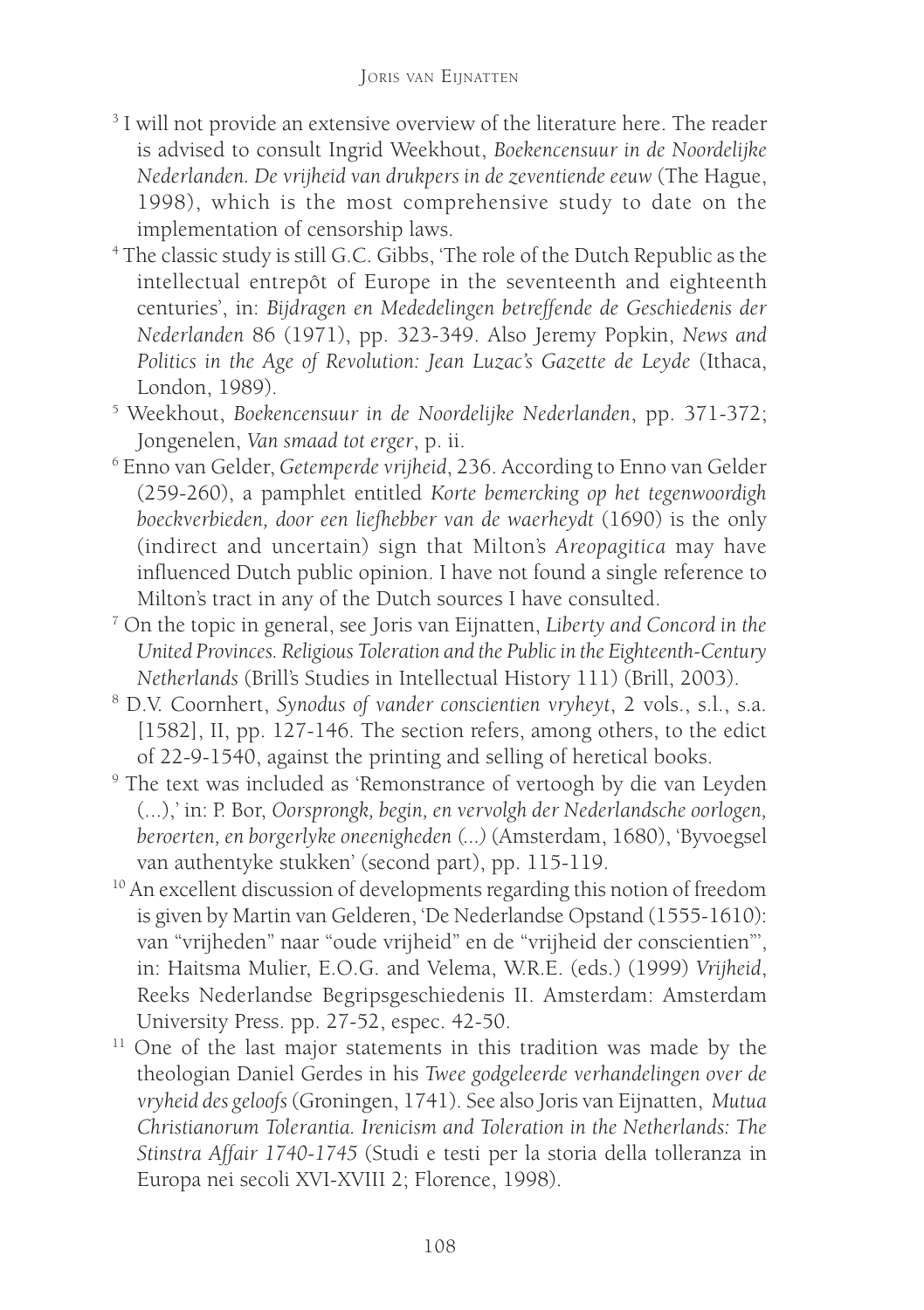[3] I will not provide an extensive overview of the literature here. The reader is advised to consult Ingrid Weekhout, *Boekencensuur in de Noordelijke Nederlanden. De vrijheid van drukpers in de zeventiende eeuw* (The Hague, 1998), which is the most comprehensive study to date on the implementation of censorship laws.

[4] The classic study is still G.C. Gibbs, 'The role of the Dutch Republic as the intellectual entrepôt of Europe in the seventeenth and eighteenth centuries', in: *Bijdragen en Mededelingen betreffende de Geschiedenis der Nederlanden* 86 (1971), pp. 323-349. Also Jeremy Popkin, *News and Politics in the Age of Revolution: Jean Luzac's Gazette de Leyde* (Ithaca, London, 1989).

[5] Weekhout, *Boekencensuur in de Noordelijke Nederlanden*, pp. 371-372; Jongenelen, *Van smaad tot erger*, p. ii.

[6] Enno van Gelder, *Getemperde vrijheid*, 236. According to Enno van Gelder (259-260), a pamphlet entitled *Korte bemercking op het tegenwoordigh boeckverbieden, door een liefhebber van de waerheydt* (1690) is the only (indirect and uncertain) sign that Milton's *Areopagitica* may have influenced Dutch public opinion. I have not found a single reference to Milton's tract in any of the Dutch sources I have consulted.

[7] On the topic in general, see Joris van Eijnatten, *Liberty and Concord in the United Provinces. Religious Toleration and the Public in the Eighteenth-Century Netherlands* (Brill's Studies in Intellectual History 111) (Brill, 2003).

[8] D.V. Coornhert, *Synodus of vander conscientien vryheyt*, 2 vols., s.l., s.a. [1582], II, pp. 127-146. The section refers, among others, to the edict of 22-9-1540, against the printing and selling of heretical books.

[9] The text was included as 'Remonstrance of vertoogh by die van Leyden (...),' in: P. Bor, *Oorsprongk, begin, en vervolgh der Nederlandsche oorlogen, beroerten, en borgerlyke oneenigheden (...)* (Amsterdam, 1680), 'Byvoegsel van authentyke stukken' (second part), pp. 115-119.

[10] An excellent discussion of developments regarding this notion of freedom is given by Martin van Gelderen, 'De Nederlandse Opstand (1555-1610): van "vrijheden" naar "oude vrijheid" en de "vrijheid der conscientien"', in: Haitsma Mulier, E.O.G. and Velema, W.R.E. (eds.) (1999) *Vrijheid*, Reeks Nederlandse Begripsgeschiedenis II. Amsterdam: Amsterdam University Press. pp. 27-52, espec. 42-50.

[11] One of the last major statements in this tradition was made by the theologian Daniel Gerdes in his *Twee godgeleerde verhandelingen over de vryheid des geloofs* (Groningen, 1741). See also Joris van Eijnatten, *Mutua Christianorum Tolerantia. Irenicism and Toleration in the Netherlands: The Stinstra Affair 1740-1745* (Studi e testi per la storia della tolleranza in Europa nei secoli XVI-XVIII 2; Florence, 1998).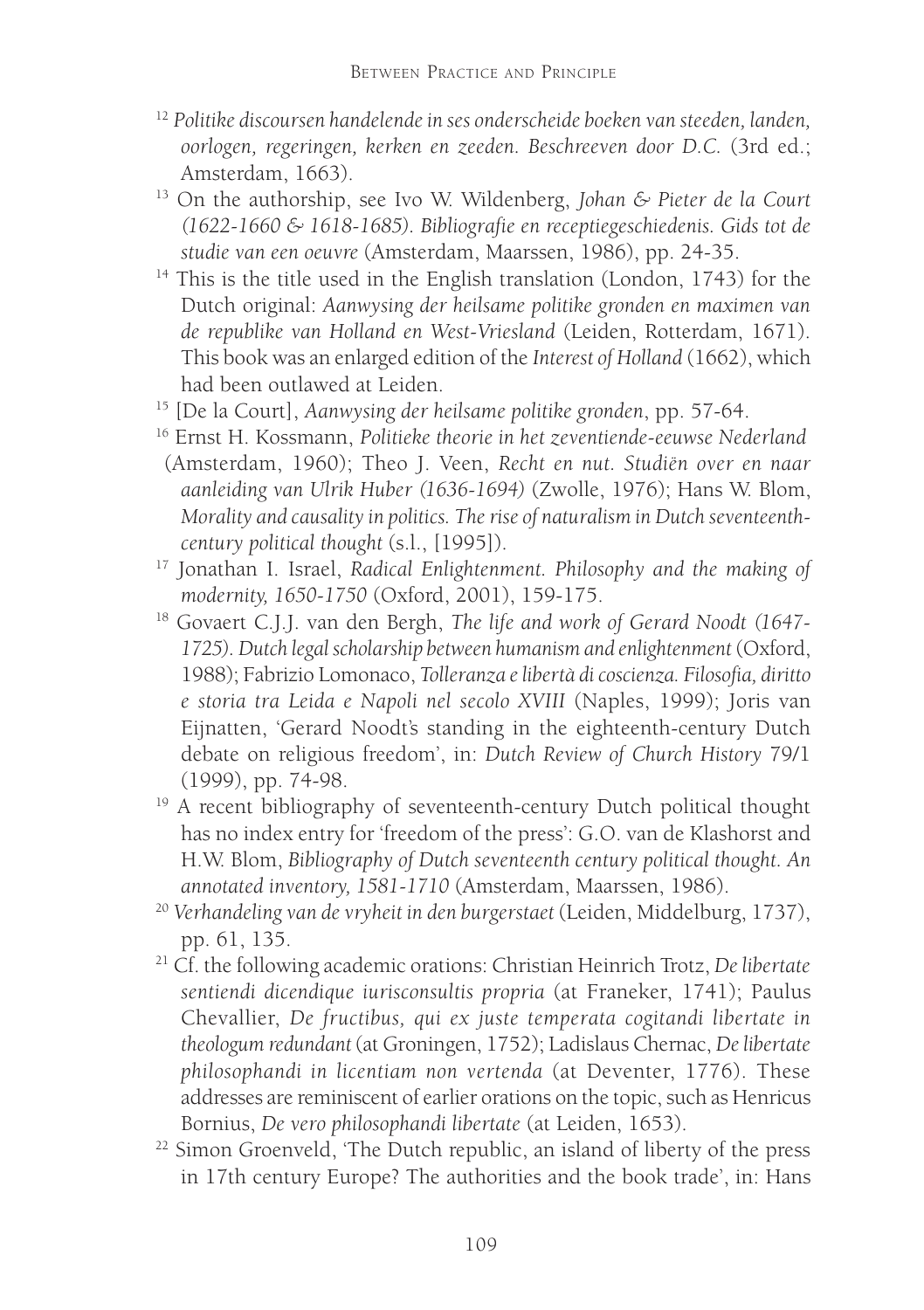[12] *Politike discoursen handelende in ses onderscheide boeken van steeden, landen, oorlogen, regeringen, kerken en zeeden. Beschreeven door D.C.* (3rd ed.; Amsterdam, 1663).

[13] On the authorship, see Ivo W. Wildenberg, *Johan & Pieter de la Court (1622-1660 & 1618-1685). Bibliografie en receptiegeschiedenis. Gids tot de studie van een oeuvre* (Amsterdam, Maarssen, 1986), pp. 24-35.

[14] This is the title used in the English translation (London, 1743) for the Dutch original: *Aanwysing der heilsame politike gronden en maximen van de republike van Holland en West-Vriesland* (Leiden, Rotterdam, 1671). This book was an enlarged edition of the *Interest of Holland* (1662), which had been outlawed at Leiden.

[15] [De la Court], *Aanwysing der heilsame politike gronden*, pp. 57-64.

[16] Ernst H. Kossmann, *Politieke theorie in het zeventiende-eeuwse Nederland* (Amsterdam, 1960); Theo J. Veen, *Recht en nut. Studiën over en naar aanleiding van Ulrik Huber (1636-1694)* (Zwolle, 1976); Hans W. Blom, *Morality and causality in politics. The rise of naturalism in Dutch seventeenth-century political thought* (s.l., [1995]).

[17] Jonathan I. Israel, *Radical Enlightenment. Philosophy and the making of modernity, 1650-1750* (Oxford, 2001), 159-175.

[18] Govaert C.J.J. van den Bergh, *The life and work of Gerard Noodt (1647-1725). Dutch legal scholarship between humanism and enlightenment* (Oxford, 1988); Fabrizio Lomonaco, *Tolleranza e libertà di coscienza. Filosofia, diritto e storia tra Leida e Napoli nel secolo XVIII* (Naples, 1999); Joris van Eijnatten, 'Gerard Noodt's standing in the eighteenth-century Dutch debate on religious freedom', in: *Dutch Review of Church History* 79/1 (1999), pp. 74-98.

[19] A recent bibliography of seventeenth-century Dutch political thought has no index entry for 'freedom of the press': G.O. van de Klashorst and H.W. Blom, *Bibliography of Dutch seventeenth century political thought. An annotated inventory, 1581-1710* (Amsterdam, Maarssen, 1986).

[20] *Verhandeling van de vryheit in den burgerstaet* (Leiden, Middelburg, 1737), pp. 61, 135.

[21] Cf. the following academic orations: Christian Heinrich Trotz, *De libertate sentiendi dicendique iurisconsultis propria* (at Franeker, 1741); Paulus Chevallier, *De fructibus, qui ex juste temperata cogitandi libertate in theologum redundant* (at Groningen, 1752); Ladislaus Chernac, *De libertate philosophandi in licentiam non vertenda* (at Deventer, 1776). These addresses are reminiscent of earlier orations on the topic, such as Henricus Bornius, *De vero philosophandi libertate* (at Leiden, 1653).

[22] Simon Groenveld, 'The Dutch republic, an island of liberty of the press in 17th century Europe? The authorities and the book trade', in: Hans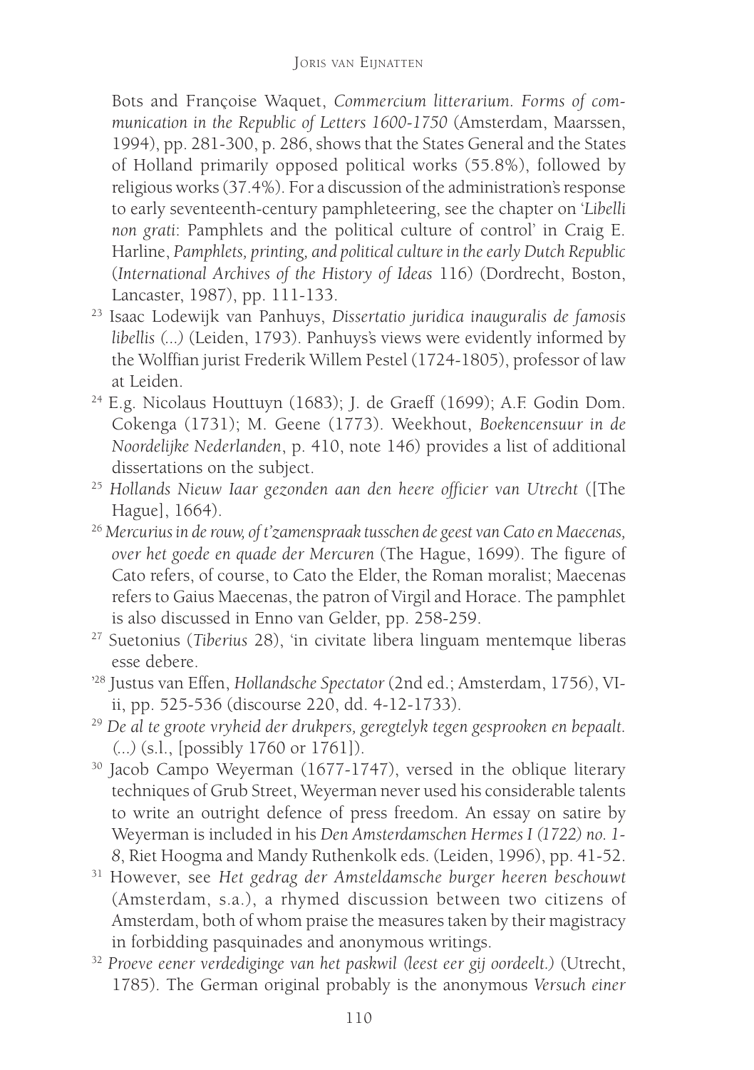Bots and Françoise Waquet, *Commercium litterarium. Forms of communication in the Republic of Letters 1600-1750* (Amsterdam, Maarssen, 1994), pp. 281-300, p. 286, shows that the States General and the States of Holland primarily opposed political works (55.8%), followed by religious works (37.4%). For a discussion of the administration's response to early seventeenth-century pamphleteering, see the chapter on '*Libelli non grati*: Pamphlets and the political culture of control' in Craig E. Harline, *Pamphlets, printing, and political culture in the early Dutch Republic* (*International Archives of the History of Ideas* 116) (Dordrecht, Boston, Lancaster, 1987), pp. 111-133.

[23] Isaac Lodewijk van Panhuys, *Dissertatio juridica inauguralis de famosis libellis (...)* (Leiden, 1793). Panhuys's views were evidently informed by the Wolffian jurist Frederik Willem Pestel (1724-1805), professor of law at Leiden.

[24] E.g. Nicolaus Houttuyn (1683); J. de Graeff (1699); A.F. Godin Dom. Cokenga (1731); M. Geene (1773). Weekhout, *Boekencensuur in de Noordelijke Nederlanden*, p. 410, note 146) provides a list of additional dissertations on the subject.

[25] *Hollands Nieuw Iaar gezonden aan den heere officier van Utrecht* ([The Hague], 1664).

[26] *Mercurius in de rouw, of t'zamenspraak tusschen de geest van Cato en Maecenas, over het goede en quade der Mercuren* (The Hague, 1699). The figure of Cato refers, of course, to Cato the Elder, the Roman moralist; Maecenas refers to Gaius Maecenas, the patron of Virgil and Horace. The pamphlet is also discussed in Enno van Gelder, pp. 258-259.

[27] Suetonius (*Tiberius* 28), 'in civitate libera linguam mentemque liberas esse debere.

'[28] Justus van Effen, *Hollandsche Spectator* (2nd ed.; Amsterdam, 1756), VI-ii, pp. 525-536 (discourse 220, dd. 4-12-1733).

[29] *De al te groote vryheid der drukpers, geregtelyk tegen gesprooken en bepaalt. (...)* (s.l., [possibly 1760 or 1761]).

[30] Jacob Campo Weyerman (1677-1747), versed in the oblique literary techniques of Grub Street, Weyerman never used his considerable talents to write an outright defence of press freedom. An essay on satire by Weyerman is included in his *Den Amsterdamschen Hermes I (1722) no. 1-8*, Riet Hoogma and Mandy Ruthenkolk eds. (Leiden, 1996), pp. 41-52.

[31] However, see *Het gedrag der Amsteldamsche burger heeren beschouwt* (Amsterdam, s.a.), a rhymed discussion between two citizens of Amsterdam, both of whom praise the measures taken by their magistracy in forbidding pasquinades and anonymous writings.

[32] *Proeve eener verdediginge van het paskwil (leest eer gij oordeelt.)* (Utrecht, 1785). The German original probably is the anonymous *Versuch einer*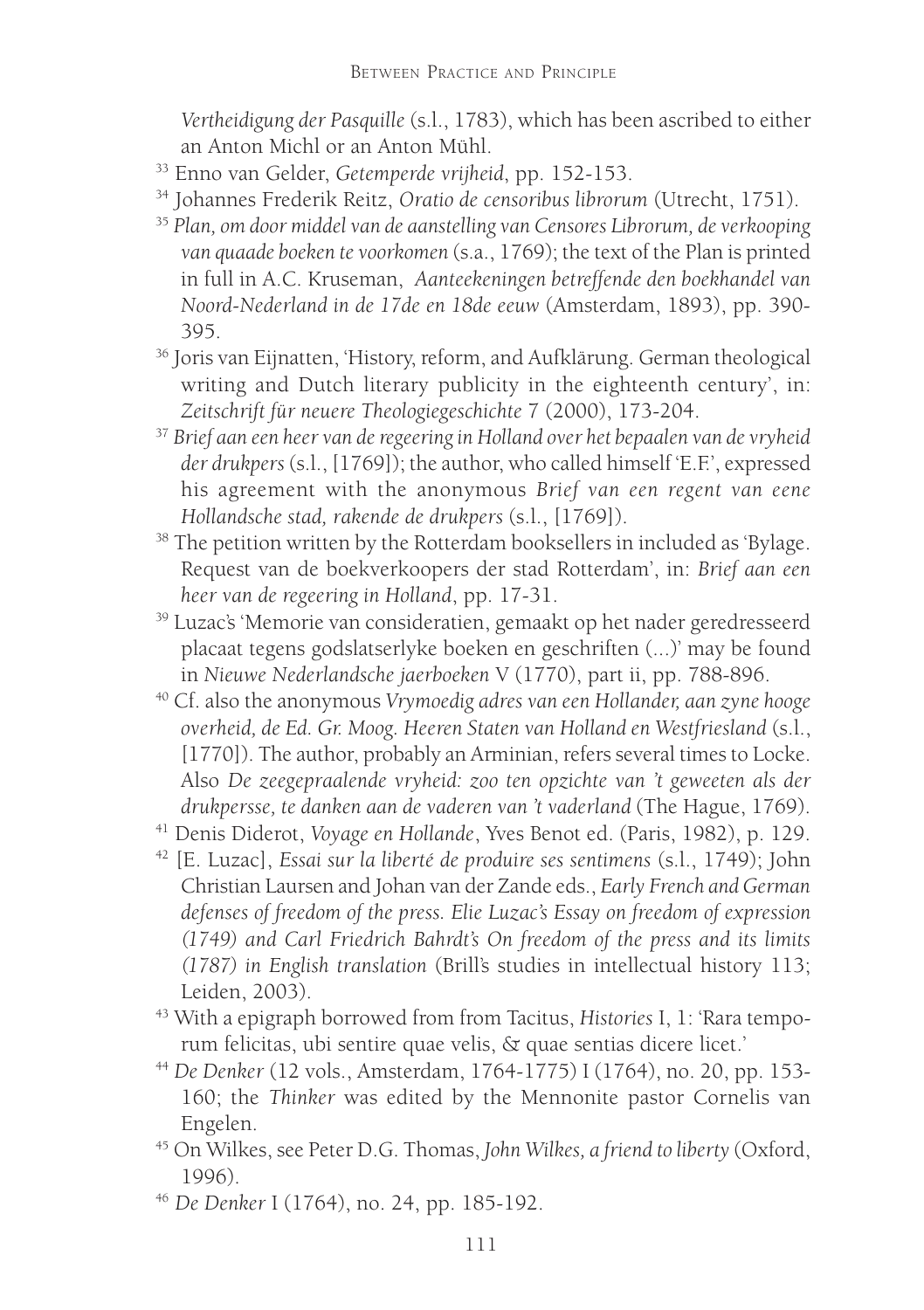*Vertheidigung der Pasquille* (s.l., 1783), which has been ascribed to either an Anton Michl or an Anton Mühl.

[33] Enno van Gelder, *Getemperde vrijheid*, pp. 152-153.

[34] Johannes Frederik Reitz, *Oratio de censoribus librorum* (Utrecht, 1751).

[35] *Plan, om door middel van de aanstelling van Censores Librorum, de verkooping van quaade boeken te voorkomen* (s.a., 1769); the text of the Plan is printed in full in A.C. Kruseman, *Aanteekeningen betreffende den boekhandel van Noord-Nederland in de 17de en 18de eeuw* (Amsterdam, 1893), pp. 390-395.

[36] Joris van Eijnatten, 'History, reform, and Aufklärung. German theological writing and Dutch literary publicity in the eighteenth century', in: *Zeitschrift für neuere Theologiegeschichte* 7 (2000), 173-204.

[37] *Brief aan een heer van de regeering in Holland over het bepaalen van de vryheid der drukpers* (s.l., [1769]); the author, who called himself 'E.F.', expressed his agreement with the anonymous *Brief van een regent van eene Hollandsche stad, rakende de drukpers* (s.l., [1769]).

[38] The petition written by the Rotterdam booksellers in included as 'Bylage. Request van de boekverkoopers der stad Rotterdam', in: *Brief aan een heer van de regeering in Holland*, pp. 17-31.

[39] Luzac's 'Memorie van consideratien, gemaakt op het nader geredresseerd placaat tegens godslatserlyke boeken en geschriften (...)' may be found in *Nieuwe Nederlandsche jaerboeken* V (1770), part ii, pp. 788-896.

[40] Cf. also the anonymous *Vrymoedig adres van een Hollander, aan zyne hooge overheid, de Ed. Gr. Moog. Heeren Staten van Holland en Westfriesland* (s.l., [1770]). The author, probably an Arminian, refers several times to Locke. Also *De zeegepraalende vryheid: zoo ten opzichte van 't geweeten als der drukpersse, te danken aan de vaderen van 't vaderland* (The Hague, 1769).

[41] Denis Diderot, *Voyage en Hollande*, Yves Benot ed. (Paris, 1982), p. 129.

[42] [E. Luzac], *Essai sur la liberté de produire ses sentimens* (s.l., 1749); John Christian Laursen and Johan van der Zande eds., *Early French and German defenses of freedom of the press. Elie Luzac's Essay on freedom of expression (1749) and Carl Friedrich Bahrdt's On freedom of the press and its limits (1787) in English translation* (Brill's studies in intellectual history 113; Leiden, 2003).

[43] With a epigraph borrowed from from Tacitus, *Histories* I, 1: 'Rara temporum felicitas, ubi sentire quae velis, & quae sentias dicere licet.'

[44] *De Denker* (12 vols., Amsterdam, 1764-1775) I (1764), no. 20, pp. 153-160; the *Thinker* was edited by the Mennonite pastor Cornelis van Engelen.

[45] On Wilkes, see Peter D.G. Thomas, *John Wilkes, a friend to liberty* (Oxford, 1996).

[46] *De Denker* I (1764), no. 24, pp. 185-192.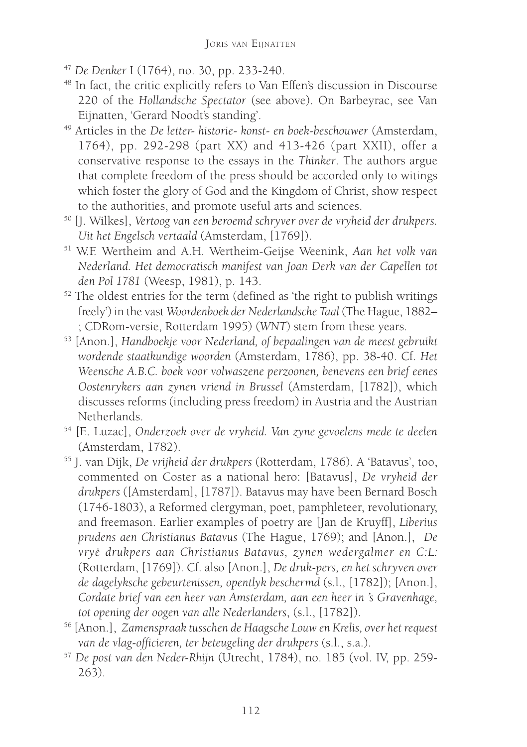[47] *De Denker* I (1764), no. 30, pp. 233-240.

[48] In fact, the critic explicitly refers to Van Effen's discussion in Discourse 220 of the *Hollandsche Spectator* (see above). On Barbeyrac, see Van Eijnatten, 'Gerard Noodt's standing'.

[49] Articles in the *De letter- historie- konst- en boek-beschouwer* (Amsterdam, 1764), pp. 292-298 (part XX) and 413-426 (part XXII), offer a conservative response to the essays in the *Thinker*. The authors argue that complete freedom of the press should be accorded only to witings which foster the glory of God and the Kingdom of Christ, show respect to the authorities, and promote useful arts and sciences.

[50] [J. Wilkes], *Vertoog van een beroemd schryver over de vryheid der drukpers. Uit het Engelsch vertaald* (Amsterdam, [1769]).

[51] W.F. Wertheim and A.H. Wertheim-Geijse Weenink, *Aan het volk van Nederland. Het democratisch manifest van Joan Derk van der Capellen tot den Pol 1781* (Weesp, 1981), p. 143.

[52] The oldest entries for the term (defined as 'the right to publish writings freely') in the vast *Woordenboek der Nederlandsche Taal* (The Hague, 1882– ; CDRom-versie, Rotterdam 1995) (*WNT*) stem from these years.

[53] [Anon.], *Handboekje voor Nederland, of bepaalingen van de meest gebruikt wordende staatkundige woorden* (Amsterdam, 1786), pp. 38-40. Cf. *Het Weensche A.B.C. boek voor volwaszene perzoonen, benevens een brief eenes Oostenrykers aan zynen vriend in Brussel* (Amsterdam, [1782]), which discusses reforms (including press freedom) in Austria and the Austrian Netherlands.

[54] [E. Luzac], *Onderzoek over de vryheid. Van zyne gevoelens mede te deelen* (Amsterdam, 1782).

[55] J. van Dijk, *De vrijheid der drukpers* (Rotterdam, 1786). A 'Batavus', too, commented on Coster as a national hero: [Batavus], *De vryheid der drukpers* ([Amsterdam], [1787]). Batavus may have been Bernard Bosch (1746-1803), a Reformed clergyman, poet, pamphleteer, revolutionary, and freemason. Earlier examples of poetry are [Jan de Kruyff], *Liberius prudens aen Christianus Batavus* (The Hague, 1769); and [Anon.], *De vryë drukpers aan Christianus Batavus, zynen wedergalmer en C:L:* (Rotterdam, [1769]). Cf. also [Anon.], *De druk-pers, en het schryven over de dagelyksche gebeurtenissen, opentlyk beschermd* (s.l., [1782]); [Anon.], *Cordate brief van een heer van Amsterdam, aan een heer in 's Gravenhage, tot opening der oogen van alle Nederlanders*, (s.l., [1782]).

[56] [Anon.], *Zamenspraak tusschen de Haagsche Louw en Krelis, over het request van de vlag-officieren, ter beteugeling der drukpers* (s.l., s.a.).

[57] *De post van den Neder-Rhijn* (Utrecht, 1784), no. 185 (vol. IV, pp. 259-263).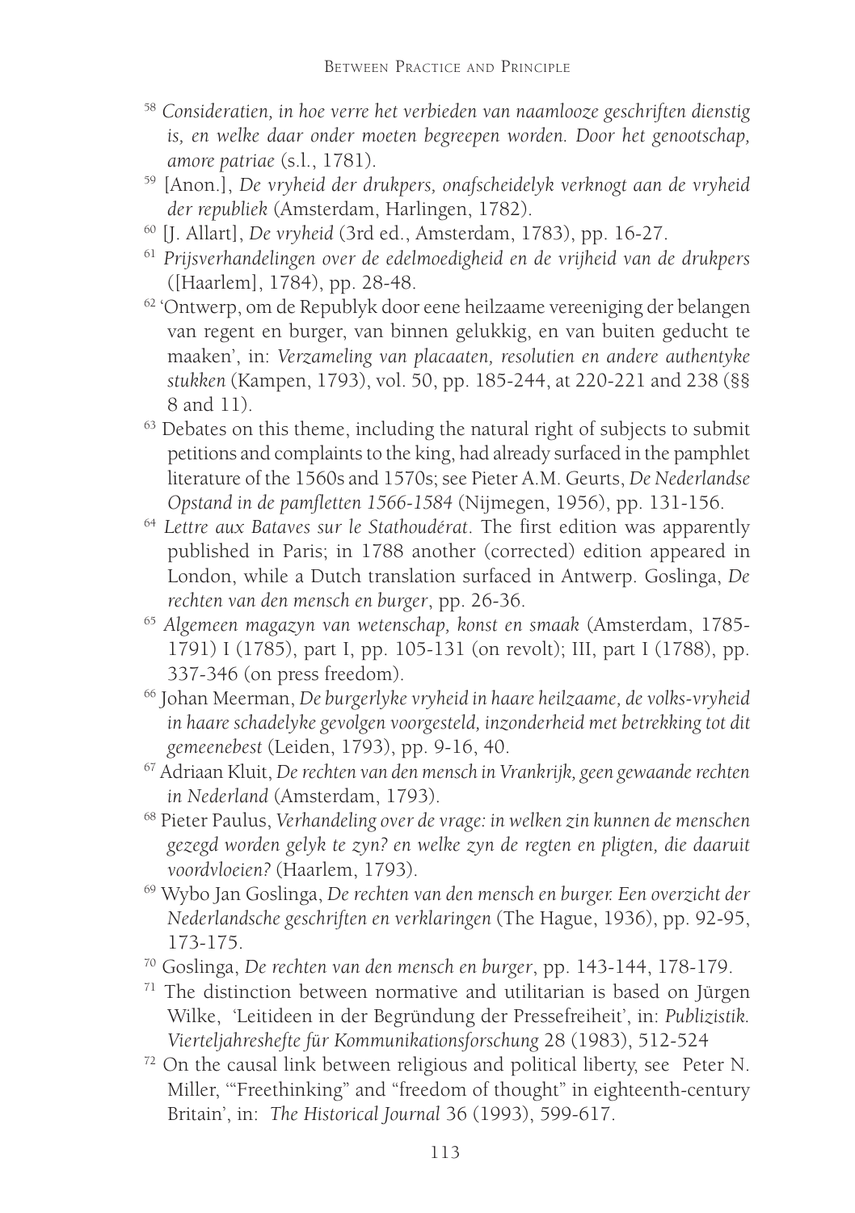[58] *Consideratien, in hoe verre het verbieden van naamlooze geschriften dienstig is, en welke daar onder moeten begreepen worden. Door het genootschap, amore patriae* (s.l., 1781).

[59] [Anon.], *De vryheid der drukpers, onafscheidelyk verknogt aan de vryheid der republiek* (Amsterdam, Harlingen, 1782).

[60] [J. Allart], *De vryheid* (3rd ed., Amsterdam, 1783), pp. 16-27.

[61] *Prijsverhandelingen over de edelmoedigheid en de vrijheid van de drukpers* ([Haarlem], 1784), pp. 28-48.

[62] 'Ontwerp, om de Republyk door eene heilzaame vereeniging der belangen van regent en burger, van binnen gelukkig, en van buiten geducht te maaken', in: *Verzameling van placaaten, resolutien en andere authentyke stukken* (Kampen, 1793), vol. 50, pp. 185-244, at 220-221 and 238 (§§ 8 and 11).

[63] Debates on this theme, including the natural right of subjects to submit petitions and complaints to the king, had already surfaced in the pamphlet literature of the 1560s and 1570s; see Pieter A.M. Geurts, *De Nederlandse Opstand in de pamfletten 1566-1584* (Nijmegen, 1956), pp. 131-156.

[64] *Lettre aux Bataves sur le Stathoudérat*. The first edition was apparently published in Paris; in 1788 another (corrected) edition appeared in London, while a Dutch translation surfaced in Antwerp. Goslinga, *De rechten van den mensch en burger*, pp. 26-36.

[65] *Algemeen magazyn van wetenschap, konst en smaak* (Amsterdam, 1785-1791) I (1785), part I, pp. 105-131 (on revolt); III, part I (1788), pp. 337-346 (on press freedom).

[66] Johan Meerman, *De burgerlyke vryheid in haare heilzaame, de volks-vryheid in haare schadelyke gevolgen voorgesteld, inzonderheid met betrekking tot dit gemeenebest* (Leiden, 1793), pp. 9-16, 40.

[67] Adriaan Kluit, *De rechten van den mensch in Vrankrijk, geen gewaande rechten in Nederland* (Amsterdam, 1793).

[68] Pieter Paulus, *Verhandeling over de vrage: in welken zin kunnen de menschen gezegd worden gelyk te zyn? en welke zyn de regten en pligten, die daaruit voordvloeien?* (Haarlem, 1793).

[69] Wybo Jan Goslinga, *De rechten van den mensch en burger. Een overzicht der Nederlandsche geschriften en verklaringen* (The Hague, 1936), pp. 92-95, 173-175.

[70] Goslinga, *De rechten van den mensch en burger*, pp. 143-144, 178-179.

[71] The distinction between normative and utilitarian is based on Jürgen Wilke, 'Leitideen in der Begründung der Pressefreiheit', in: *Publizistik. Vierteljahreshefte für Kommunikationsforschung* 28 (1983), 512-524

[72] On the causal link between religious and political liberty, see Peter N. Miller, '"Freethinking" and "freedom of thought" in eighteenth-century Britain', in: *The Historical Journal* 36 (1993), 599-617.